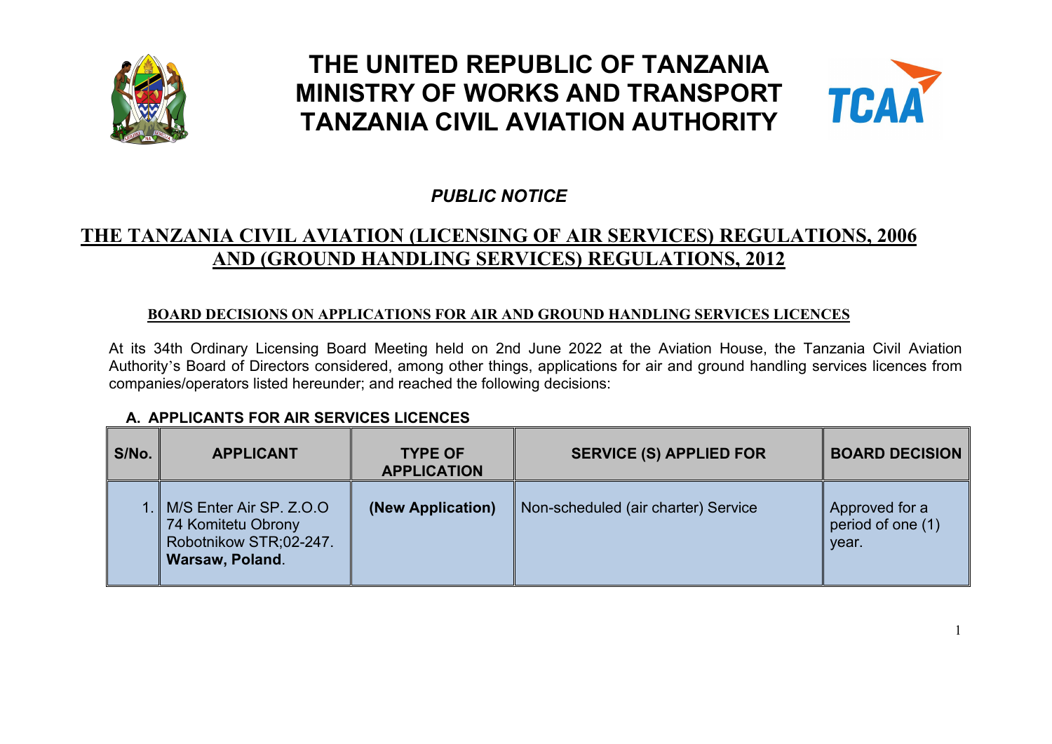# THE UNITED REPUBLIC OF TANZANIA
# MINISTRY OF WORKS AND TRANSPORT
# TANZANIA CIVIL AVIATION AUTHORITY

*PUBLIC NOTICE*

## THE TANZANIA CIVIL AVIATION (LICENSING OF AIR SERVICES) REGULATIONS, 2006 AND (GROUND HANDLING SERVICES) REGULATIONS, 2012

### BOARD DECISIONS ON APPLICATIONS FOR AIR AND GROUND HANDLING SERVICES LICENCES

At its 34th Ordinary Licensing Board Meeting held on 2nd June 2022 at the Aviation House, the Tanzania Civil Aviation Authority's Board of Directors considered, among other things, applications for air and ground handling services licences from companies/operators listed hereunder; and reached the following decisions:

**A. APPLICANTS FOR AIR SERVICES LICENCES**

| S/No. | APPLICANT | TYPE OF APPLICATION | SERVICE (S) APPLIED FOR | BOARD DECISION |
|---|---|---|---|---|
| 1. | M/S Enter Air SP. Z.O.O 74 Komitetu Obrony Robotnikow STR;02-247. **Warsaw, Poland**. | **(New Application)** | Non-scheduled (air charter) Service | Approved for a period of one (1) year. |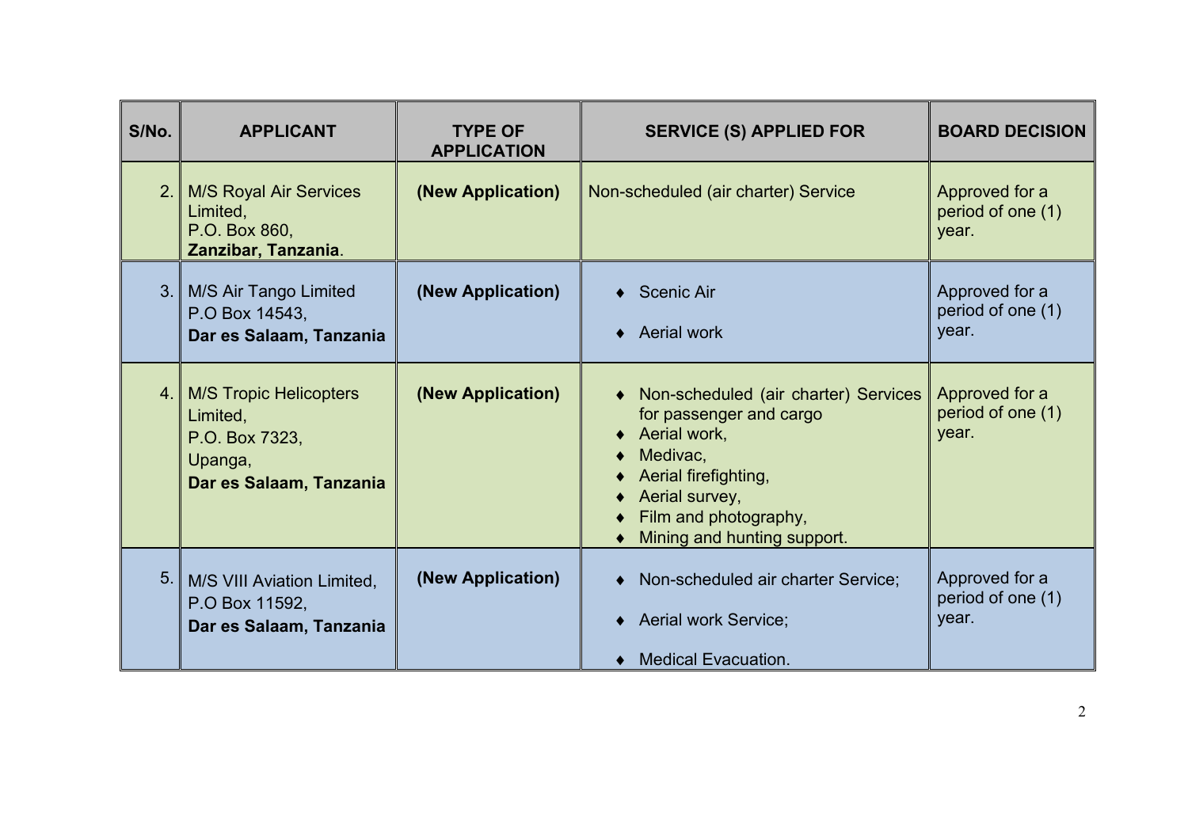| S/No. | APPLICANT | TYPE OF APPLICATION | SERVICE (S) APPLIED FOR | BOARD DECISION |
|---|---|---|---|---|
| 2. | M/S Royal Air Services Limited, P.O. Box 860, **Zanzibar, Tanzania**. | **(New Application)** | Non-scheduled (air charter) Service | Approved for a period of one (1) year. |
| 3. | M/S Air Tango Limited P.O Box 14543, **Dar es Salaam, Tanzania** | **(New Application)** | ♦ Scenic Air<br>♦ Aerial work | Approved for a period of one (1) year. |
| 4. | M/S Tropic Helicopters Limited, P.O. Box 7323, Upanga, **Dar es Salaam, Tanzania** | **(New Application)** | ♦ Non-scheduled (air charter) Services for passenger and cargo<br>♦ Aerial work,<br>♦ Medivac,<br>♦ Aerial firefighting,<br>♦ Aerial survey,<br>♦ Film and photography,<br>♦ Mining and hunting support. | Approved for a period of one (1) year. |
| 5. | M/S VIII Aviation Limited, P.O Box 11592, **Dar es Salaam, Tanzania** | **(New Application)** | ♦ Non-scheduled air charter Service;<br>♦ Aerial work Service;<br>♦ Medical Evacuation. | Approved for a period of one (1) year. |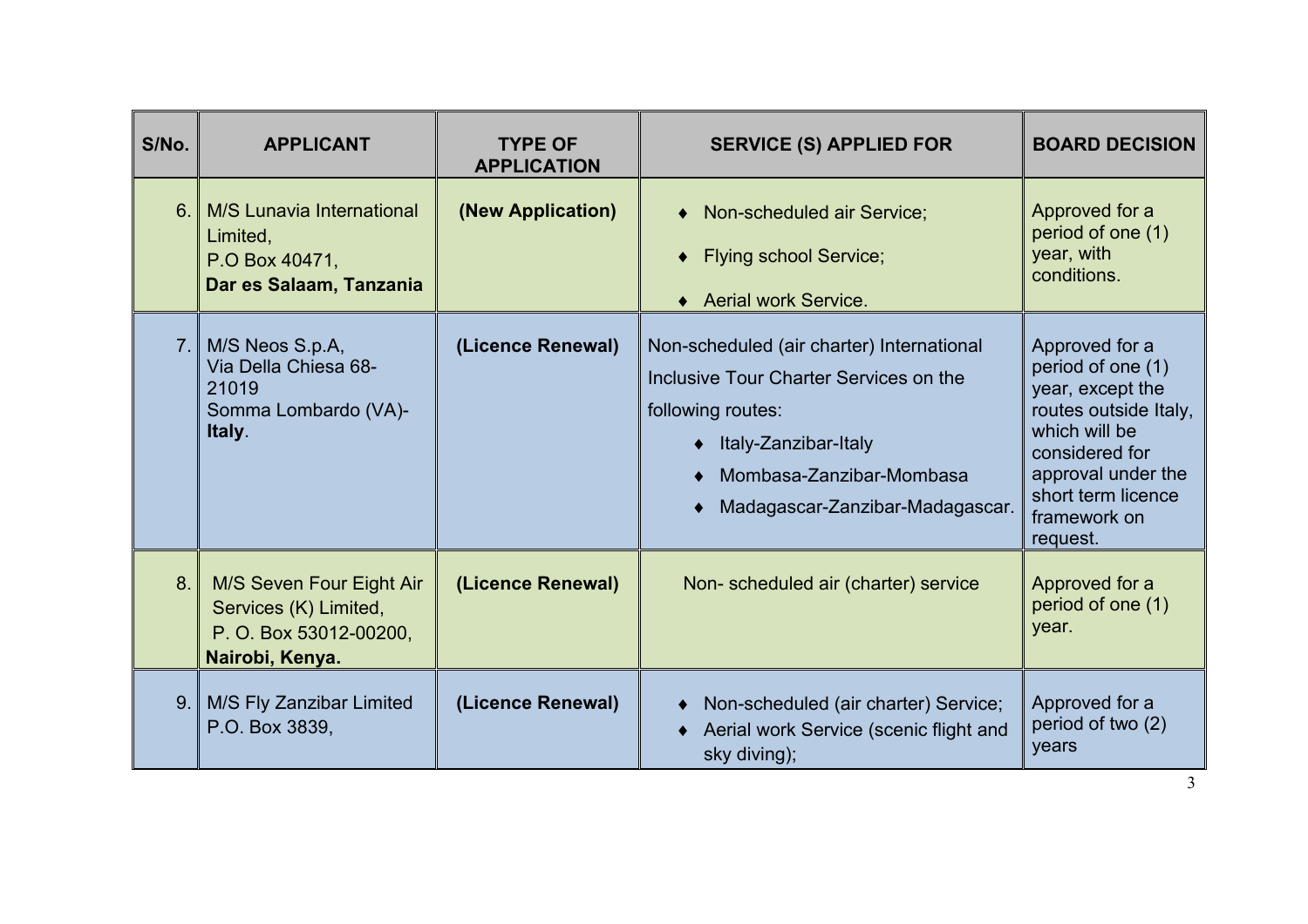| S/No. | APPLICANT | TYPE OF APPLICATION | SERVICE (S) APPLIED FOR | BOARD DECISION |
|---|---|---|---|---|
| 6. | M/S Lunavia International Limited,<br>P.O Box 40471,<br>**Dar es Salaam, Tanzania** | **(New Application)** | ♦ Non-scheduled air Service;<br>♦ Flying school Service;<br>♦ Aerial work Service. | Approved for a period of one (1) year, with conditions. |
| 7. | M/S Neos S.p.A,<br>Via Della Chiesa 68-21019<br>Somma Lombardo (VA)-**Italy**. | **(Licence Renewal)** | Non-scheduled (air charter) International Inclusive Tour Charter Services on the following routes:<br>♦ Italy-Zanzibar-Italy<br>♦ Mombasa-Zanzibar-Mombasa<br>♦ Madagascar-Zanzibar-Madagascar. | Approved for a period of one (1) year, except the routes outside Italy, which will be considered for approval under the short term licence framework on request. |
| 8. | M/S Seven Four Eight Air Services (K) Limited,<br>P. O. Box 53012-00200,<br>**Nairobi, Kenya.** | **(Licence Renewal)** | Non- scheduled air (charter) service | Approved for a period of one (1) year. |
| 9. | M/S Fly Zanzibar Limited<br>P.O. Box 3839, | **(Licence Renewal)** | ♦ Non-scheduled (air charter) Service;<br>♦ Aerial work Service (scenic flight and sky diving); | Approved for a period of two (2) years |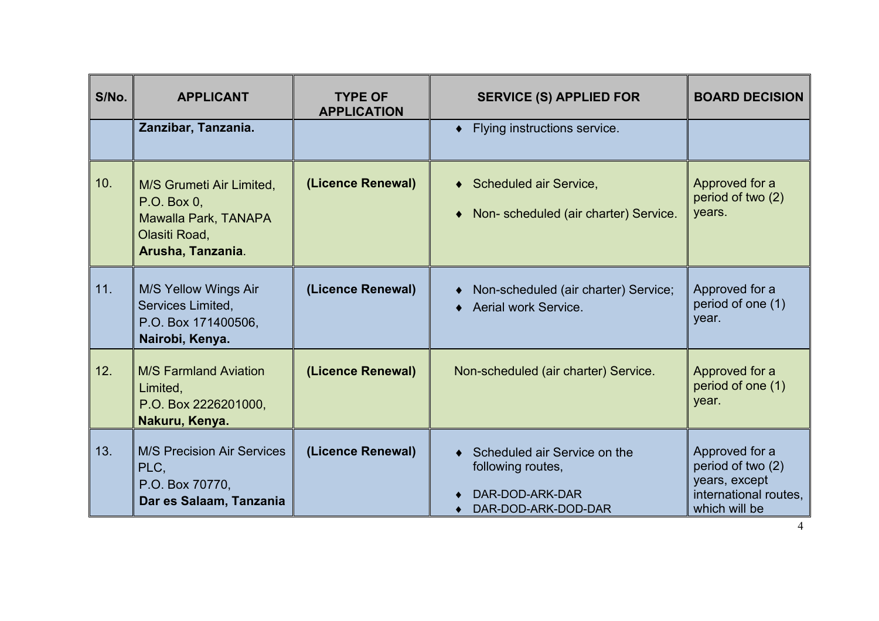| S/No. | APPLICANT | TYPE OF APPLICATION | SERVICE (S) APPLIED FOR | BOARD DECISION |
|---|---|---|---|---|
| | **Zanzibar, Tanzania.** | | ♦ Flying instructions service. | |
| 10. | M/S Grumeti Air Limited, P.O. Box 0, Mawalla Park, TANAPA Olasiti Road, **Arusha, Tanzania**. | **(Licence Renewal)** | ♦ Scheduled air Service, ♦ Non- scheduled (air charter) Service. | Approved for a period of two (2) years. |
| 11. | M/S Yellow Wings Air Services Limited, P.O. Box 171400506, **Nairobi, Kenya.** | **(Licence Renewal)** | ♦ Non-scheduled (air charter) Service; ♦ Aerial work Service. | Approved for a period of one (1) year. |
| 12. | M/S Farmland Aviation Limited, P.O. Box 2226201000, **Nakuru, Kenya.** | **(Licence Renewal)** | Non-scheduled (air charter) Service. | Approved for a period of one (1) year. |
| 13. | M/S Precision Air Services PLC, P.O. Box 70770, **Dar es Salaam, Tanzania** | **(Licence Renewal)** | ♦ Scheduled air Service on the following routes, ♦ DAR-DOD-ARK-DAR ♦ DAR-DOD-ARK-DOD-DAR | Approved for a period of two (2) years, except international routes, which will be |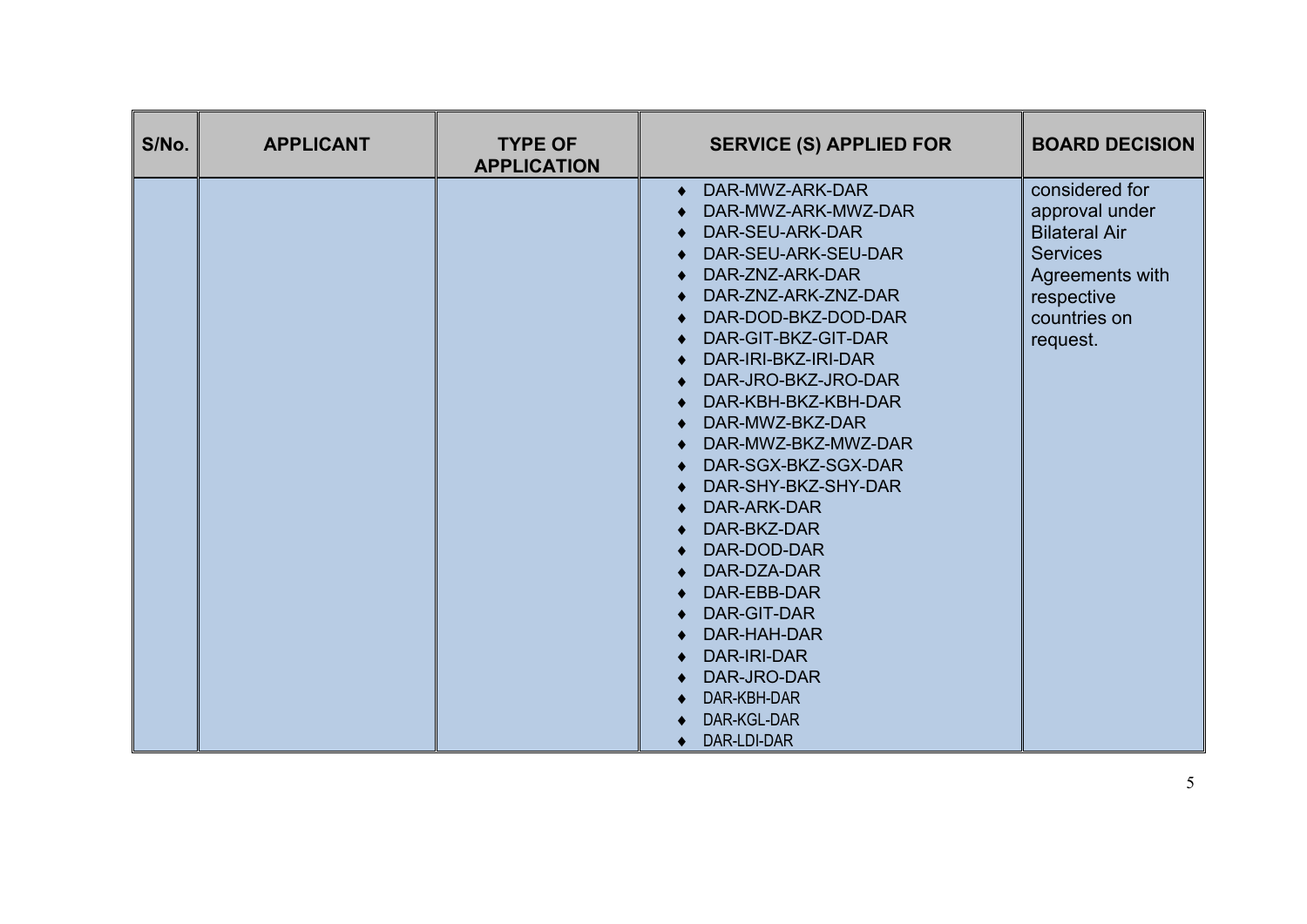| S/No. | APPLICANT | TYPE OF APPLICATION | SERVICE (S) APPLIED FOR | BOARD DECISION |
|---|---|---|---|---|
| | | | ♦ DAR-MWZ-ARK-DAR<br>♦ DAR-MWZ-ARK-MWZ-DAR<br>♦ DAR-SEU-ARK-DAR<br>♦ DAR-SEU-ARK-SEU-DAR<br>♦ DAR-ZNZ-ARK-DAR<br>♦ DAR-ZNZ-ARK-ZNZ-DAR<br>♦ DAR-DOD-BKZ-DOD-DAR<br>♦ DAR-GIT-BKZ-GIT-DAR<br>♦ DAR-IRI-BKZ-IRI-DAR<br>♦ DAR-JRO-BKZ-JRO-DAR<br>♦ DAR-KBH-BKZ-KBH-DAR<br>♦ DAR-MWZ-BKZ-DAR<br>♦ DAR-MWZ-BKZ-MWZ-DAR<br>♦ DAR-SGX-BKZ-SGX-DAR<br>♦ DAR-SHY-BKZ-SHY-DAR<br>♦ DAR-ARK-DAR<br>♦ DAR-BKZ-DAR<br>♦ DAR-DOD-DAR<br>♦ DAR-DZA-DAR<br>♦ DAR-EBB-DAR<br>♦ DAR-GIT-DAR<br>♦ DAR-HAH-DAR<br>♦ DAR-IRI-DAR<br>♦ DAR-JRO-DAR<br>♦ DAR-KBH-DAR<br>♦ DAR-KGL-DAR<br>♦ DAR-LDI-DAR | considered for approval under Bilateral Air Services Agreements with respective countries on request. |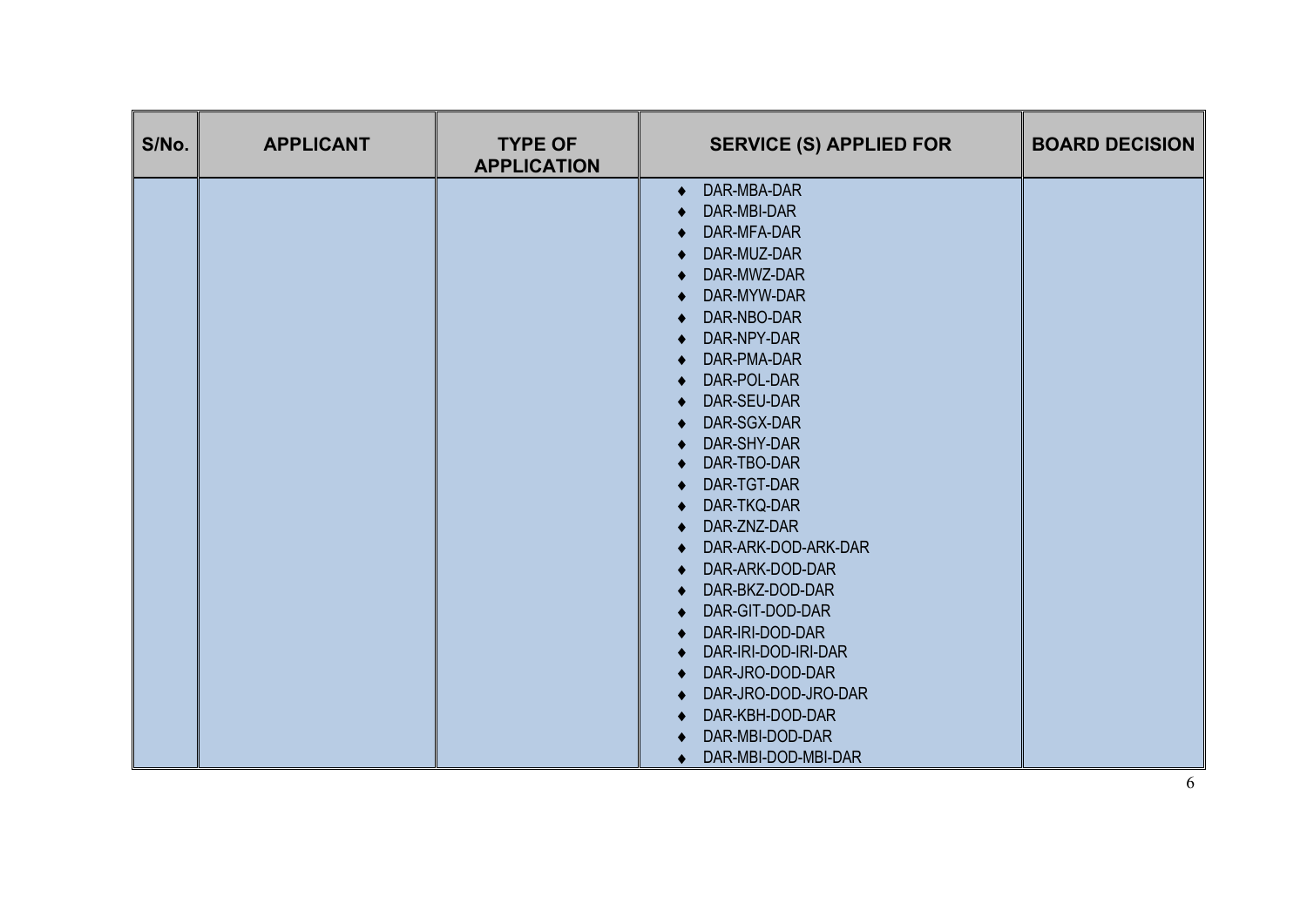| S/No. | APPLICANT | TYPE OF APPLICATION | SERVICE (S) APPLIED FOR | BOARD DECISION |
|---|---|---|---|---|
| | | | ♦ DAR-MBA-DAR<br>♦ DAR-MBI-DAR<br>♦ DAR-MFA-DAR<br>♦ DAR-MUZ-DAR<br>♦ DAR-MWZ-DAR<br>♦ DAR-MYW-DAR<br>♦ DAR-NBO-DAR<br>♦ DAR-NPY-DAR<br>♦ DAR-PMA-DAR<br>♦ DAR-POL-DAR<br>♦ DAR-SEU-DAR<br>♦ DAR-SGX-DAR<br>♦ DAR-SHY-DAR<br>♦ DAR-TBO-DAR<br>♦ DAR-TGT-DAR<br>♦ DAR-TKQ-DAR<br>♦ DAR-ZNZ-DAR<br>♦ DAR-ARK-DOD-ARK-DAR<br>♦ DAR-ARK-DOD-DAR<br>♦ DAR-BKZ-DOD-DAR<br>♦ DAR-GIT-DOD-DAR<br>♦ DAR-IRI-DOD-DAR<br>♦ DAR-IRI-DOD-IRI-DAR<br>♦ DAR-JRO-DOD-DAR<br>♦ DAR-JRO-DOD-JRO-DAR<br>♦ DAR-KBH-DOD-DAR<br>♦ DAR-MBI-DOD-DAR<br>♦ DAR-MBI-DOD-MBI-DAR | |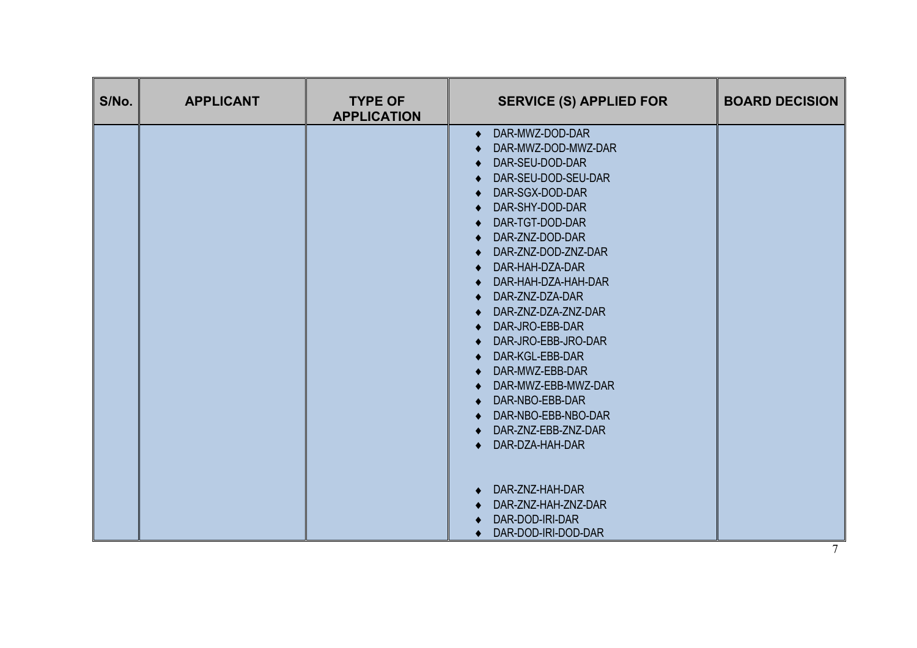| S/No. | APPLICANT | TYPE OF APPLICATION | SERVICE (S) APPLIED FOR | BOARD DECISION |
|---|---|---|---|---|
| | | | ♦ DAR-MWZ-DOD-DAR<br>♦ DAR-MWZ-DOD-MWZ-DAR<br>♦ DAR-SEU-DOD-DAR<br>♦ DAR-SEU-DOD-SEU-DAR<br>♦ DAR-SGX-DOD-DAR<br>♦ DAR-SHY-DOD-DAR<br>♦ DAR-TGT-DOD-DAR<br>♦ DAR-ZNZ-DOD-DAR<br>♦ DAR-ZNZ-DOD-ZNZ-DAR<br>♦ DAR-HAH-DZA-DAR<br>♦ DAR-HAH-DZA-HAH-DAR<br>♦ DAR-ZNZ-DZA-DAR<br>♦ DAR-ZNZ-DZA-ZNZ-DAR<br>♦ DAR-JRO-EBB-DAR<br>♦ DAR-JRO-EBB-JRO-DAR<br>♦ DAR-KGL-EBB-DAR<br>♦ DAR-MWZ-EBB-DAR<br>♦ DAR-MWZ-EBB-MWZ-DAR<br>♦ DAR-NBO-EBB-DAR<br>♦ DAR-NBO-EBB-NBO-DAR<br>♦ DAR-ZNZ-EBB-ZNZ-DAR<br>♦ DAR-DZA-HAH-DAR<br><br>♦ DAR-ZNZ-HAH-DAR<br>♦ DAR-ZNZ-HAH-ZNZ-DAR<br>♦ DAR-DOD-IRI-DAR<br>♦ DAR-DOD-IRI-DOD-DAR | |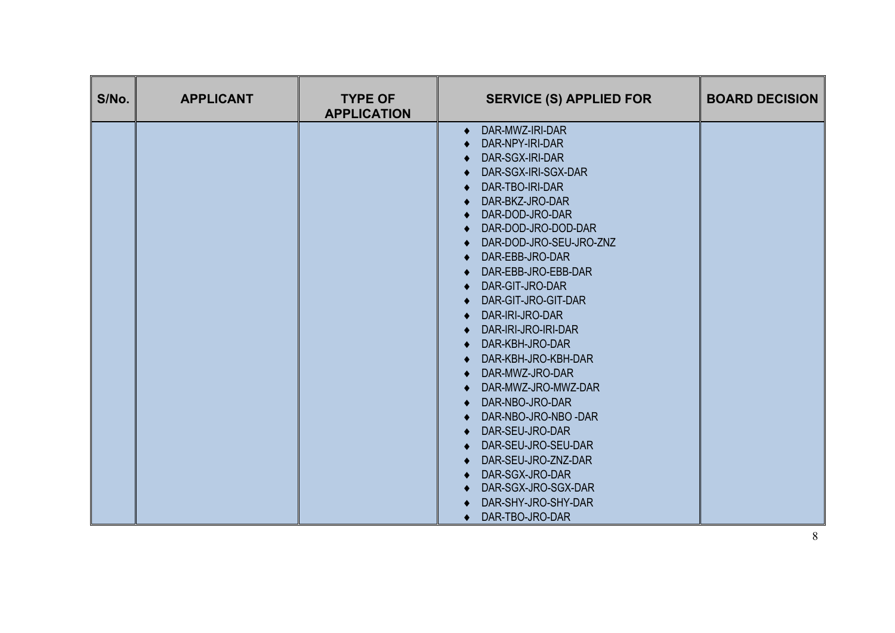| S/No. | APPLICANT | TYPE OF APPLICATION | SERVICE (S) APPLIED FOR | BOARD DECISION |
|---|---|---|---|---|
| | | | ♦ DAR-MWZ-IRI-DAR<br>♦ DAR-NPY-IRI-DAR<br>♦ DAR-SGX-IRI-DAR<br>♦ DAR-SGX-IRI-SGX-DAR<br>♦ DAR-TBO-IRI-DAR<br>♦ DAR-BKZ-JRO-DAR<br>♦ DAR-DOD-JRO-DAR<br>♦ DAR-DOD-JRO-DOD-DAR<br>♦ DAR-DOD-JRO-SEU-JRO-ZNZ<br>♦ DAR-EBB-JRO-DAR<br>♦ DAR-EBB-JRO-EBB-DAR<br>♦ DAR-GIT-JRO-DAR<br>♦ DAR-GIT-JRO-GIT-DAR<br>♦ DAR-IRI-JRO-DAR<br>♦ DAR-IRI-JRO-IRI-DAR<br>♦ DAR-KBH-JRO-DAR<br>♦ DAR-KBH-JRO-KBH-DAR<br>♦ DAR-MWZ-JRO-DAR<br>♦ DAR-MWZ-JRO-MWZ-DAR<br>♦ DAR-NBO-JRO-DAR<br>♦ DAR-NBO-JRO-NBO -DAR<br>♦ DAR-SEU-JRO-DAR<br>♦ DAR-SEU-JRO-SEU-DAR<br>♦ DAR-SEU-JRO-ZNZ-DAR<br>♦ DAR-SGX-JRO-DAR<br>♦ DAR-SGX-JRO-SGX-DAR<br>♦ DAR-SHY-JRO-SHY-DAR<br>♦ DAR-TBO-JRO-DAR | |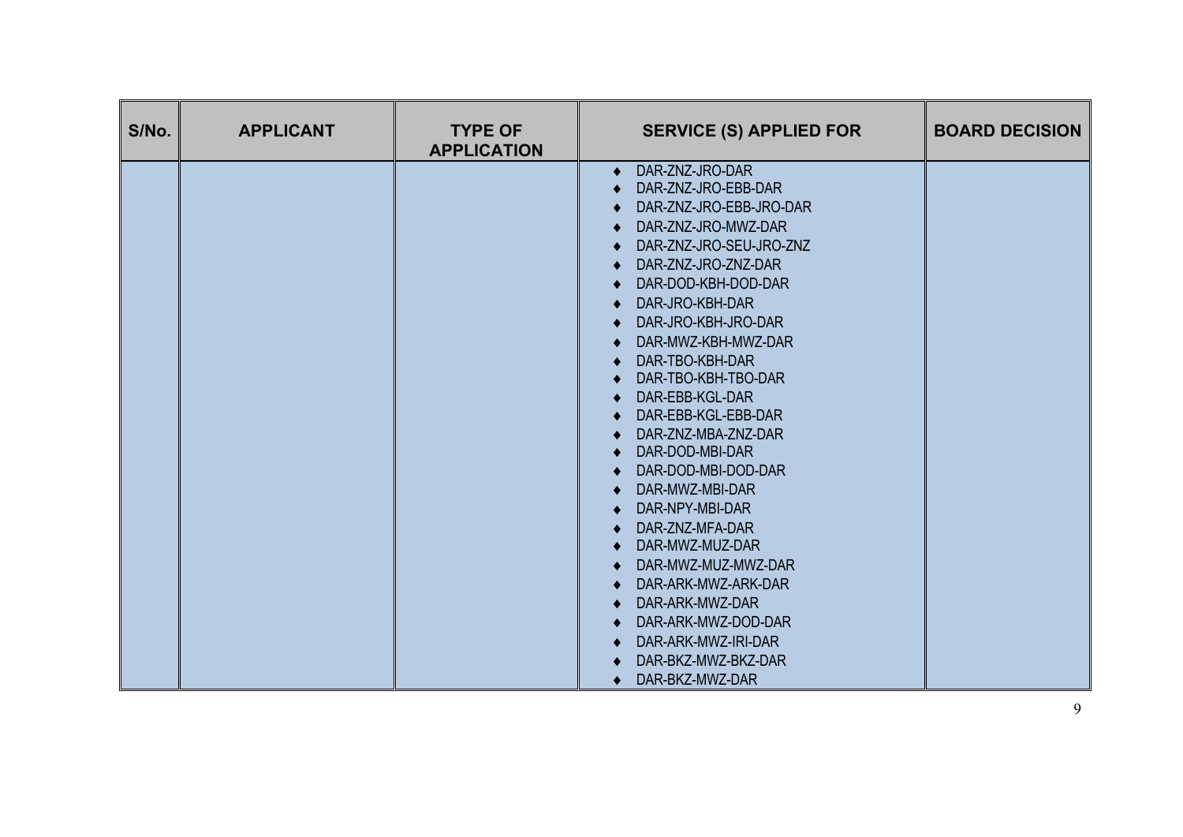| S/No. | APPLICANT | TYPE OF APPLICATION | SERVICE (S) APPLIED FOR | BOARD DECISION |
|---|---|---|---|---|
| | | | ♦ DAR-ZNZ-JRO-DAR<br>♦ DAR-ZNZ-JRO-EBB-DAR<br>♦ DAR-ZNZ-JRO-EBB-JRO-DAR<br>♦ DAR-ZNZ-JRO-MWZ-DAR<br>♦ DAR-ZNZ-JRO-SEU-JRO-ZNZ<br>♦ DAR-ZNZ-JRO-ZNZ-DAR<br>♦ DAR-DOD-KBH-DOD-DAR<br>♦ DAR-JRO-KBH-DAR<br>♦ DAR-JRO-KBH-JRO-DAR<br>♦ DAR-MWZ-KBH-MWZ-DAR<br>♦ DAR-TBO-KBH-DAR<br>♦ DAR-TBO-KBH-TBO-DAR<br>♦ DAR-EBB-KGL-DAR<br>♦ DAR-EBB-KGL-EBB-DAR<br>♦ DAR-ZNZ-MBA-ZNZ-DAR<br>♦ DAR-DOD-MBI-DAR<br>♦ DAR-DOD-MBI-DOD-DAR<br>♦ DAR-MWZ-MBI-DAR<br>♦ DAR-NPY-MBI-DAR<br>♦ DAR-ZNZ-MFA-DAR<br>♦ DAR-MWZ-MUZ-DAR<br>♦ DAR-MWZ-MUZ-MWZ-DAR<br>♦ DAR-ARK-MWZ-ARK-DAR<br>♦ DAR-ARK-MWZ-DAR<br>♦ DAR-ARK-MWZ-DOD-DAR<br>♦ DAR-ARK-MWZ-IRI-DAR<br>♦ DAR-BKZ-MWZ-BKZ-DAR<br>♦ DAR-BKZ-MWZ-DAR | |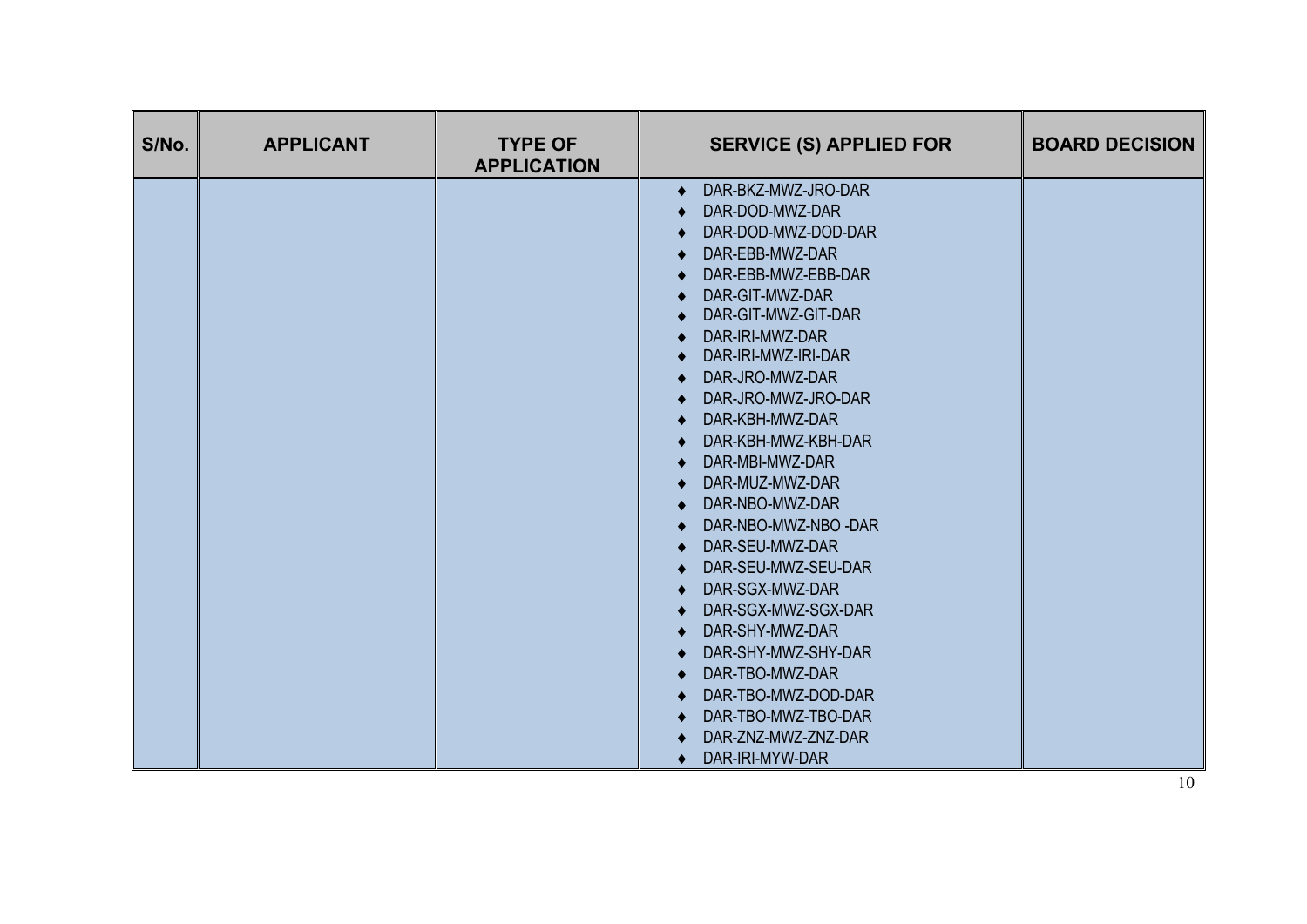| S/No. | APPLICANT | TYPE OF APPLICATION | SERVICE (S) APPLIED FOR | BOARD DECISION |
|---|---|---|---|---|
| | | | ♦ DAR-BKZ-MWZ-JRO-DAR<br>♦ DAR-DOD-MWZ-DAR<br>♦ DAR-DOD-MWZ-DOD-DAR<br>♦ DAR-EBB-MWZ-DAR<br>♦ DAR-EBB-MWZ-EBB-DAR<br>♦ DAR-GIT-MWZ-DAR<br>♦ DAR-GIT-MWZ-GIT-DAR<br>♦ DAR-IRI-MWZ-DAR<br>♦ DAR-IRI-MWZ-IRI-DAR<br>♦ DAR-JRO-MWZ-DAR<br>♦ DAR-JRO-MWZ-JRO-DAR<br>♦ DAR-KBH-MWZ-DAR<br>♦ DAR-KBH-MWZ-KBH-DAR<br>♦ DAR-MBI-MWZ-DAR<br>♦ DAR-MUZ-MWZ-DAR<br>♦ DAR-NBO-MWZ-DAR<br>♦ DAR-NBO-MWZ-NBO -DAR<br>♦ DAR-SEU-MWZ-DAR<br>♦ DAR-SEU-MWZ-SEU-DAR<br>♦ DAR-SGX-MWZ-DAR<br>♦ DAR-SGX-MWZ-SGX-DAR<br>♦ DAR-SHY-MWZ-DAR<br>♦ DAR-SHY-MWZ-SHY-DAR<br>♦ DAR-TBO-MWZ-DAR<br>♦ DAR-TBO-MWZ-DOD-DAR<br>♦ DAR-TBO-MWZ-TBO-DAR<br>♦ DAR-ZNZ-MWZ-ZNZ-DAR<br>♦ DAR-IRI-MYW-DAR | |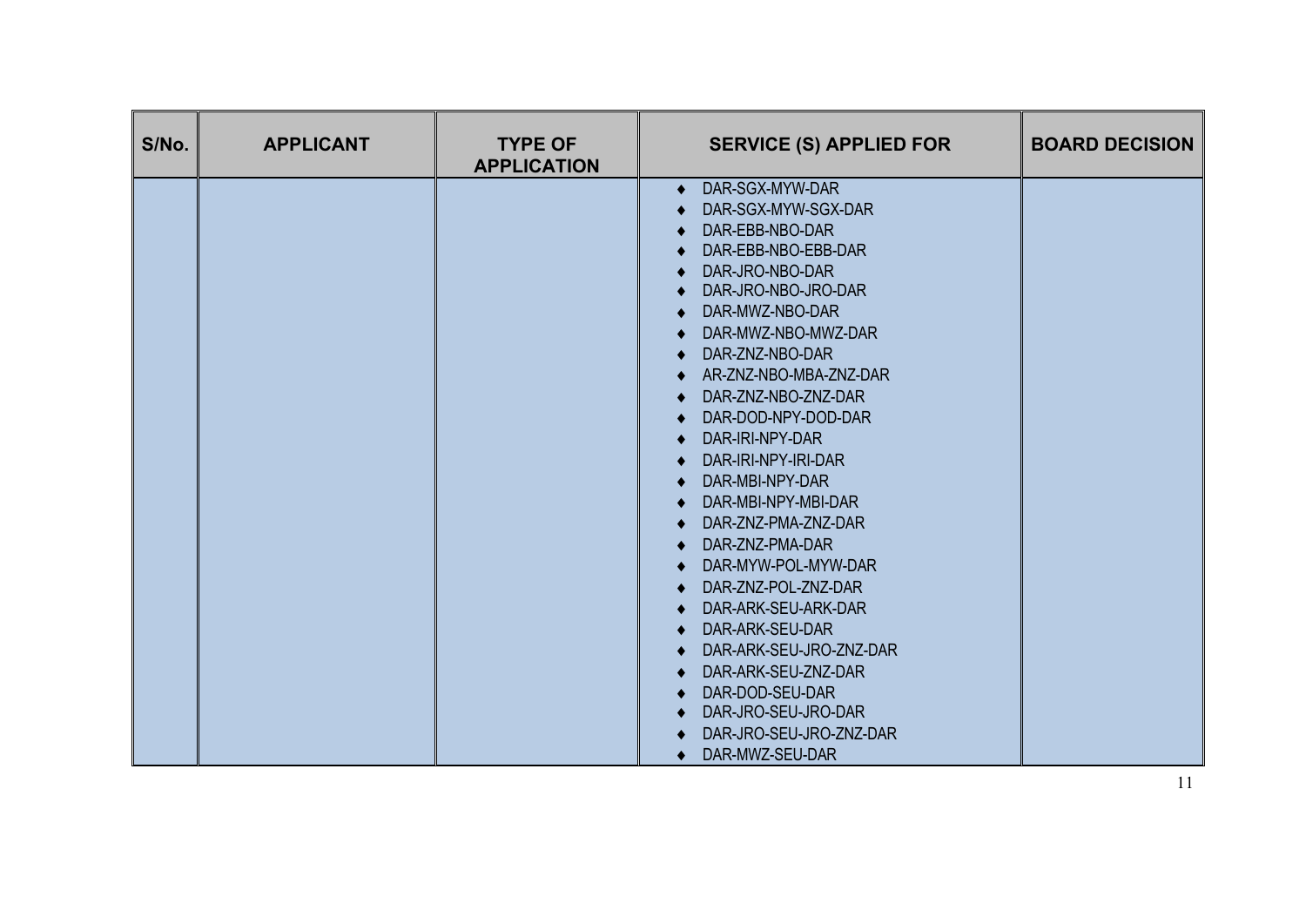| S/No. | APPLICANT | TYPE OF APPLICATION | SERVICE (S) APPLIED FOR | BOARD DECISION |
|---|---|---|---|---|
| | | | ♦ DAR-SGX-MYW-DAR<br>♦ DAR-SGX-MYW-SGX-DAR<br>♦ DAR-EBB-NBO-DAR<br>♦ DAR-EBB-NBO-EBB-DAR<br>♦ DAR-JRO-NBO-DAR<br>♦ DAR-JRO-NBO-JRO-DAR<br>♦ DAR-MWZ-NBO-DAR<br>♦ DAR-MWZ-NBO-MWZ-DAR<br>♦ DAR-ZNZ-NBO-DAR<br>♦ AR-ZNZ-NBO-MBA-ZNZ-DAR<br>♦ DAR-ZNZ-NBO-ZNZ-DAR<br>♦ DAR-DOD-NPY-DOD-DAR<br>♦ DAR-IRI-NPY-DAR<br>♦ DAR-IRI-NPY-IRI-DAR<br>♦ DAR-MBI-NPY-DAR<br>♦ DAR-MBI-NPY-MBI-DAR<br>♦ DAR-ZNZ-PMA-ZNZ-DAR<br>♦ DAR-ZNZ-PMA-DAR<br>♦ DAR-MYW-POL-MYW-DAR<br>♦ DAR-ZNZ-POL-ZNZ-DAR<br>♦ DAR-ARK-SEU-ARK-DAR<br>♦ DAR-ARK-SEU-DAR<br>♦ DAR-ARK-SEU-JRO-ZNZ-DAR<br>♦ DAR-ARK-SEU-ZNZ-DAR<br>♦ DAR-DOD-SEU-DAR<br>♦ DAR-JRO-SEU-JRO-DAR<br>♦ DAR-JRO-SEU-JRO-ZNZ-DAR<br>♦ DAR-MWZ-SEU-DAR | |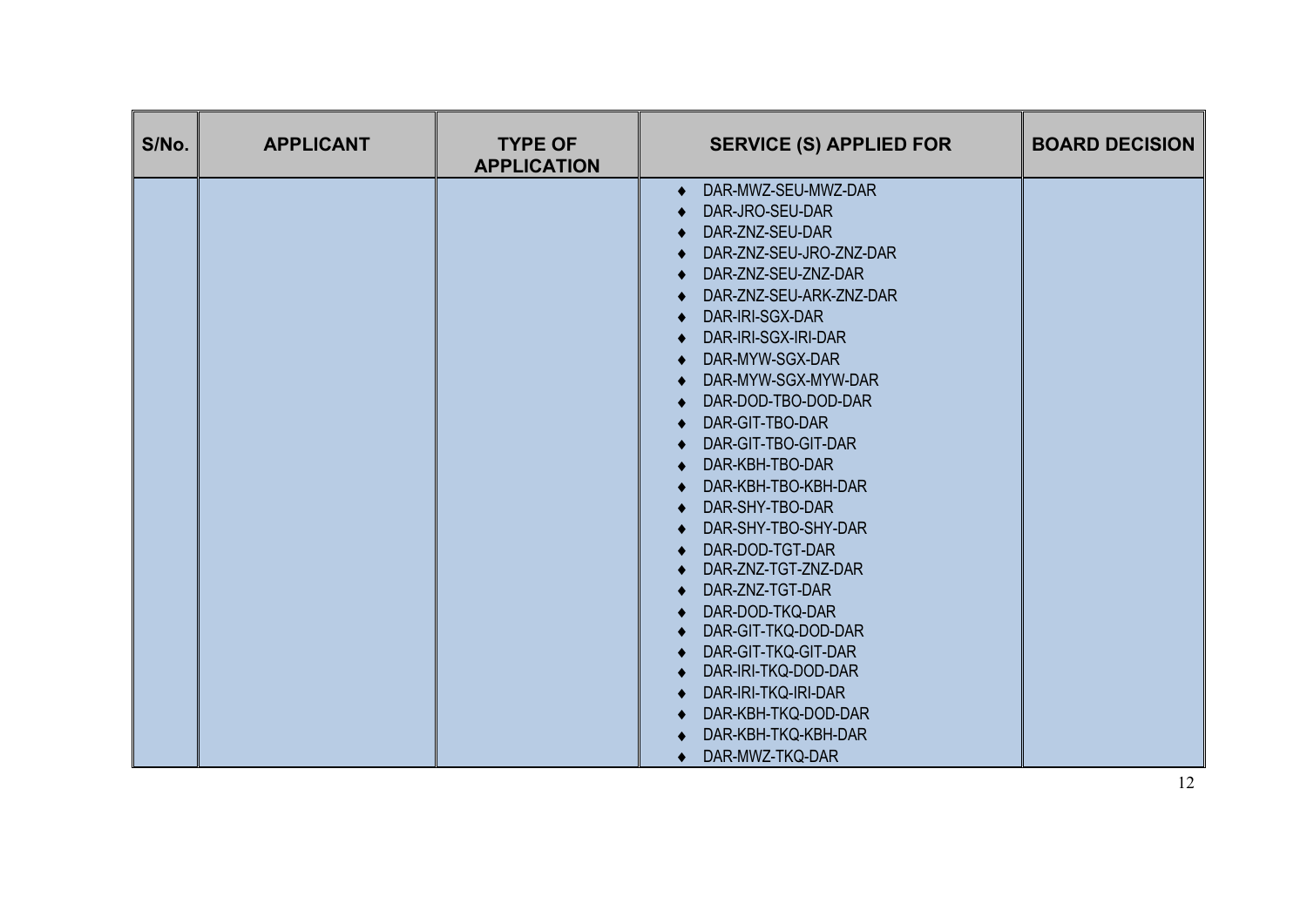| S/No. | APPLICANT | TYPE OF APPLICATION | SERVICE (S) APPLIED FOR | BOARD DECISION |
|---|---|---|---|---|
| | | | ♦ DAR-MWZ-SEU-MWZ-DAR<br>♦ DAR-JRO-SEU-DAR<br>♦ DAR-ZNZ-SEU-DAR<br>♦ DAR-ZNZ-SEU-JRO-ZNZ-DAR<br>♦ DAR-ZNZ-SEU-ZNZ-DAR<br>♦ DAR-ZNZ-SEU-ARK-ZNZ-DAR<br>♦ DAR-IRI-SGX-DAR<br>♦ DAR-IRI-SGX-IRI-DAR<br>♦ DAR-MYW-SGX-DAR<br>♦ DAR-MYW-SGX-MYW-DAR<br>♦ DAR-DOD-TBO-DOD-DAR<br>♦ DAR-GIT-TBO-DAR<br>♦ DAR-GIT-TBO-GIT-DAR<br>♦ DAR-KBH-TBO-DAR<br>♦ DAR-KBH-TBO-KBH-DAR<br>♦ DAR-SHY-TBO-DAR<br>♦ DAR-SHY-TBO-SHY-DAR<br>♦ DAR-DOD-TGT-DAR<br>♦ DAR-ZNZ-TGT-ZNZ-DAR<br>♦ DAR-ZNZ-TGT-DAR<br>♦ DAR-DOD-TKQ-DAR<br>♦ DAR-GIT-TKQ-DOD-DAR<br>♦ DAR-GIT-TKQ-GIT-DAR<br>♦ DAR-IRI-TKQ-DOD-DAR<br>♦ DAR-IRI-TKQ-IRI-DAR<br>♦ DAR-KBH-TKQ-DOD-DAR<br>♦ DAR-KBH-TKQ-KBH-DAR<br>♦ DAR-MWZ-TKQ-DAR | |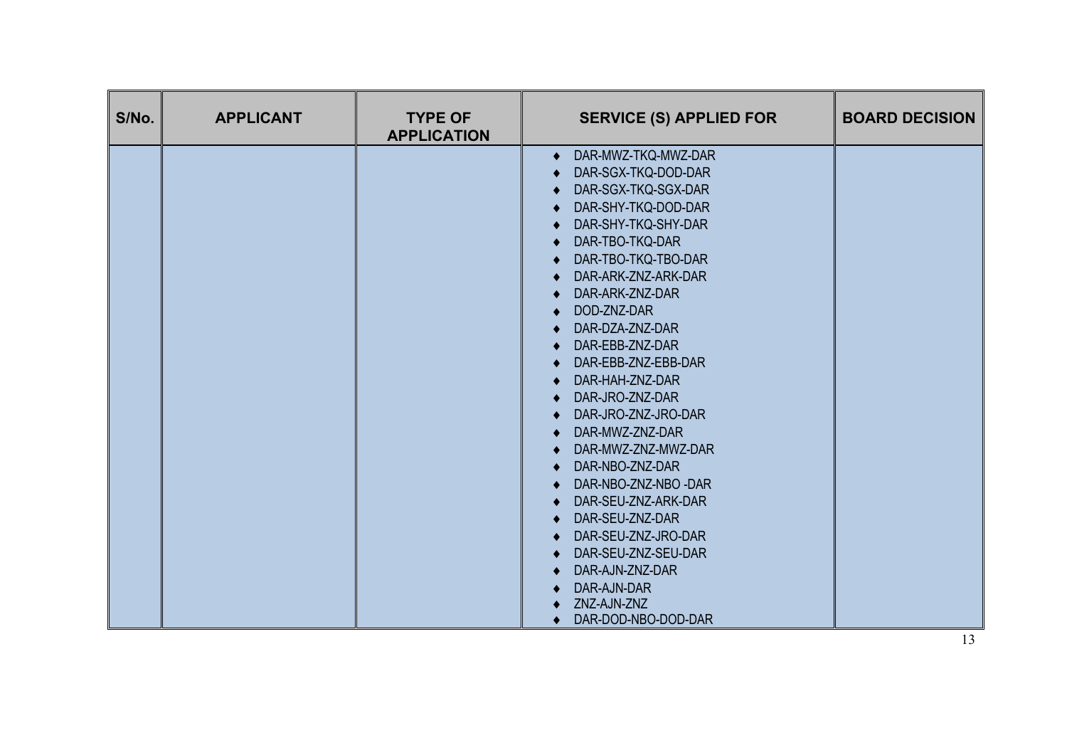| S/No. | APPLICANT | TYPE OF APPLICATION | SERVICE (S) APPLIED FOR | BOARD DECISION |
|---|---|---|---|---|
| | | | ♦ DAR-MWZ-TKQ-MWZ-DAR<br>♦ DAR-SGX-TKQ-DOD-DAR<br>♦ DAR-SGX-TKQ-SGX-DAR<br>♦ DAR-SHY-TKQ-DOD-DAR<br>♦ DAR-SHY-TKQ-SHY-DAR<br>♦ DAR-TBO-TKQ-DAR<br>♦ DAR-TBO-TKQ-TBO-DAR<br>♦ DAR-ARK-ZNZ-ARK-DAR<br>♦ DAR-ARK-ZNZ-DAR<br>♦ DOD-ZNZ-DAR<br>♦ DAR-DZA-ZNZ-DAR<br>♦ DAR-EBB-ZNZ-DAR<br>♦ DAR-EBB-ZNZ-EBB-DAR<br>♦ DAR-HAH-ZNZ-DAR<br>♦ DAR-JRO-ZNZ-DAR<br>♦ DAR-JRO-ZNZ-JRO-DAR<br>♦ DAR-MWZ-ZNZ-DAR<br>♦ DAR-MWZ-ZNZ-MWZ-DAR<br>♦ DAR-NBO-ZNZ-DAR<br>♦ DAR-NBO-ZNZ-NBO -DAR<br>♦ DAR-SEU-ZNZ-ARK-DAR<br>♦ DAR-SEU-ZNZ-DAR<br>♦ DAR-SEU-ZNZ-JRO-DAR<br>♦ DAR-SEU-ZNZ-SEU-DAR<br>♦ DAR-AJN-ZNZ-DAR<br>♦ DAR-AJN-DAR<br>♦ ZNZ-AJN-ZNZ<br>♦ DAR-DOD-NBO-DOD-DAR | |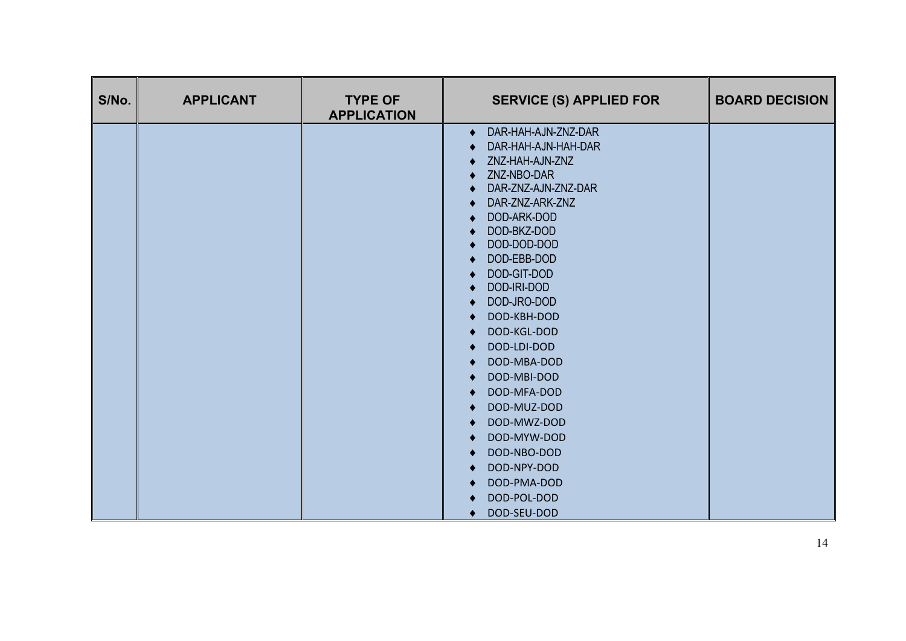| S/No. | APPLICANT | TYPE OF APPLICATION | SERVICE (S) APPLIED FOR | BOARD DECISION |
|---|---|---|---|---|
| | | | ♦ DAR-HAH-AJN-ZNZ-DAR<br>♦ DAR-HAH-AJN-HAH-DAR<br>♦ ZNZ-HAH-AJN-ZNZ<br>♦ ZNZ-NBO-DAR<br>♦ DAR-ZNZ-AJN-ZNZ-DAR<br>♦ DAR-ZNZ-ARK-ZNZ<br>♦ DOD-ARK-DOD<br>♦ DOD-BKZ-DOD<br>♦ DOD-DOD-DOD<br>♦ DOD-EBB-DOD<br>♦ DOD-GIT-DOD<br>♦ DOD-IRI-DOD<br>♦ DOD-JRO-DOD<br>♦ DOD-KBH-DOD<br>♦ DOD-KGL-DOD<br>♦ DOD-LDI-DOD<br>♦ DOD-MBA-DOD<br>♦ DOD-MBI-DOD<br>♦ DOD-MFA-DOD<br>♦ DOD-MUZ-DOD<br>♦ DOD-MWZ-DOD<br>♦ DOD-MYW-DOD<br>♦ DOD-NBO-DOD<br>♦ DOD-NPY-DOD<br>♦ DOD-PMA-DOD<br>♦ DOD-POL-DOD<br>♦ DOD-SEU-DOD | |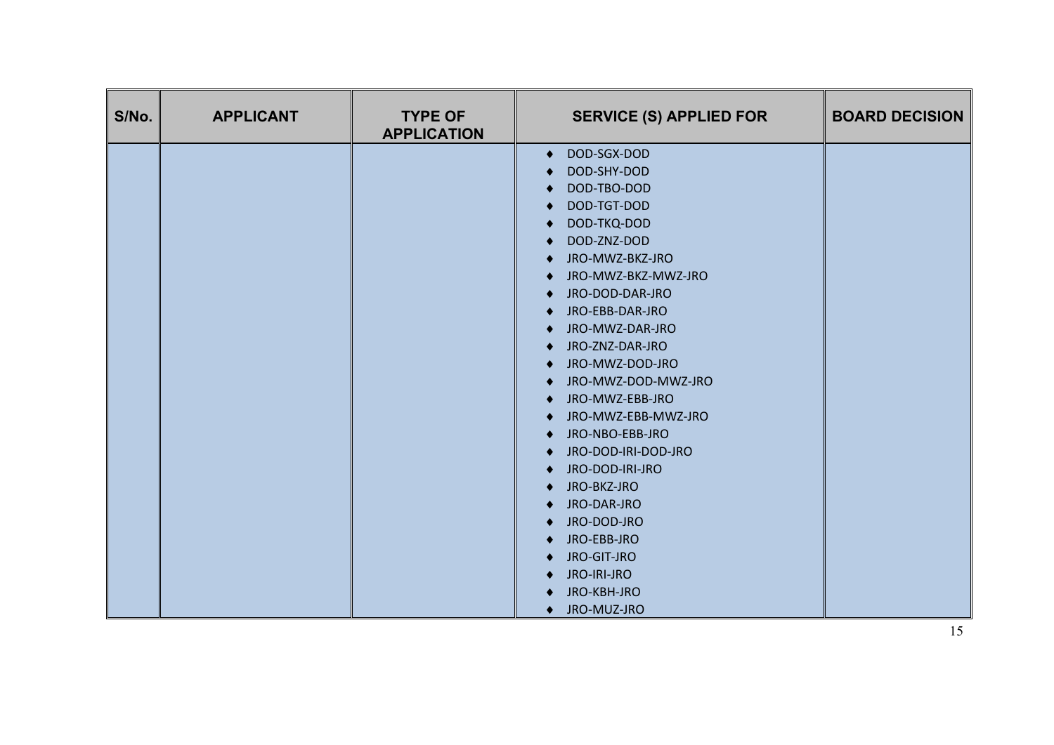| S/No. | APPLICANT | TYPE OF APPLICATION | SERVICE (S) APPLIED FOR | BOARD DECISION |
|---|---|---|---|---|
| | | | ♦ DOD-SGX-DOD<br>♦ DOD-SHY-DOD<br>♦ DOD-TBO-DOD<br>♦ DOD-TGT-DOD<br>♦ DOD-TKQ-DOD<br>♦ DOD-ZNZ-DOD<br>♦ JRO-MWZ-BKZ-JRO<br>♦ JRO-MWZ-BKZ-MWZ-JRO<br>♦ JRO-DOD-DAR-JRO<br>♦ JRO-EBB-DAR-JRO<br>♦ JRO-MWZ-DAR-JRO<br>♦ JRO-ZNZ-DAR-JRO<br>♦ JRO-MWZ-DOD-JRO<br>♦ JRO-MWZ-DOD-MWZ-JRO<br>♦ JRO-MWZ-EBB-JRO<br>♦ JRO-MWZ-EBB-MWZ-JRO<br>♦ JRO-NBO-EBB-JRO<br>♦ JRO-DOD-IRI-DOD-JRO<br>♦ JRO-DOD-IRI-JRO<br>♦ JRO-BKZ-JRO<br>♦ JRO-DAR-JRO<br>♦ JRO-DOD-JRO<br>♦ JRO-EBB-JRO<br>♦ JRO-GIT-JRO<br>♦ JRO-IRI-JRO<br>♦ JRO-KBH-JRO<br>♦ JRO-MUZ-JRO | |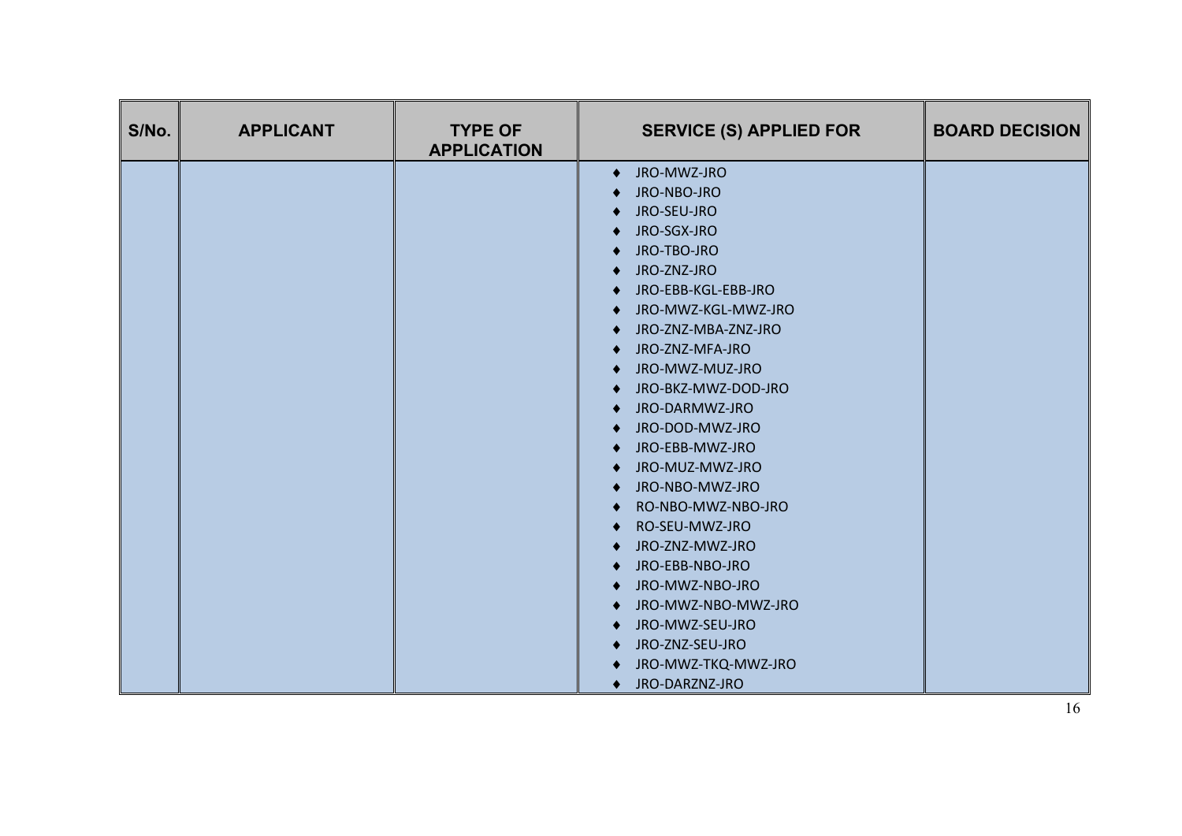| S/No. | APPLICANT | TYPE OF APPLICATION | SERVICE (S) APPLIED FOR | BOARD DECISION |
|---|---|---|---|---|
| | | | ♦ JRO-MWZ-JRO<br>♦ JRO-NBO-JRO<br>♦ JRO-SEU-JRO<br>♦ JRO-SGX-JRO<br>♦ JRO-TBO-JRO<br>♦ JRO-ZNZ-JRO<br>♦ JRO-EBB-KGL-EBB-JRO<br>♦ JRO-MWZ-KGL-MWZ-JRO<br>♦ JRO-ZNZ-MBA-ZNZ-JRO<br>♦ JRO-ZNZ-MFA-JRO<br>♦ JRO-MWZ-MUZ-JRO<br>♦ JRO-BKZ-MWZ-DOD-JRO<br>♦ JRO-DARMWZ-JRO<br>♦ JRO-DOD-MWZ-JRO<br>♦ JRO-EBB-MWZ-JRO<br>♦ JRO-MUZ-MWZ-JRO<br>♦ JRO-NBO-MWZ-JRO<br>♦ RO-NBO-MWZ-NBO-JRO<br>♦ RO-SEU-MWZ-JRO<br>♦ JRO-ZNZ-MWZ-JRO<br>♦ JRO-EBB-NBO-JRO<br>♦ JRO-MWZ-NBO-JRO<br>♦ JRO-MWZ-NBO-MWZ-JRO<br>♦ JRO-MWZ-SEU-JRO<br>♦ JRO-ZNZ-SEU-JRO<br>♦ JRO-MWZ-TKQ-MWZ-JRO<br>♦ JRO-DARZNZ-JRO | |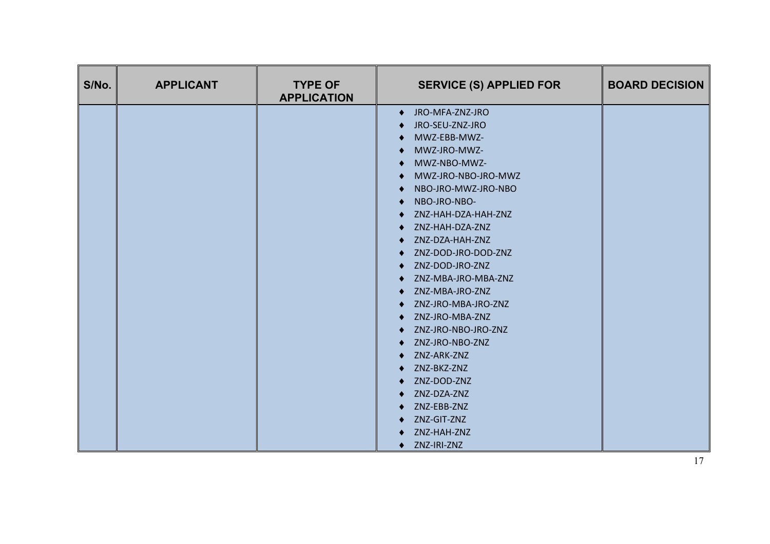| S/No. | APPLICANT | TYPE OF APPLICATION | SERVICE (S) APPLIED FOR | BOARD DECISION |
|---|---|---|---|---|
| | | | ♦ JRO-MFA-ZNZ-JRO<br>♦ JRO-SEU-ZNZ-JRO<br>♦ MWZ-EBB-MWZ-<br>♦ MWZ-JRO-MWZ-<br>♦ MWZ-NBO-MWZ-<br>♦ MWZ-JRO-NBO-JRO-MWZ<br>♦ NBO-JRO-MWZ-JRO-NBO<br>♦ NBO-JRO-NBO-<br>♦ ZNZ-HAH-DZA-HAH-ZNZ<br>♦ ZNZ-HAH-DZA-ZNZ<br>♦ ZNZ-DZA-HAH-ZNZ<br>♦ ZNZ-DOD-JRO-DOD-ZNZ<br>♦ ZNZ-DOD-JRO-ZNZ<br>♦ ZNZ-MBA-JRO-MBA-ZNZ<br>♦ ZNZ-MBA-JRO-ZNZ<br>♦ ZNZ-JRO-MBA-JRO-ZNZ<br>♦ ZNZ-JRO-MBA-ZNZ<br>♦ ZNZ-JRO-NBO-JRO-ZNZ<br>♦ ZNZ-JRO-NBO-ZNZ<br>♦ ZNZ-ARK-ZNZ<br>♦ ZNZ-BKZ-ZNZ<br>♦ ZNZ-DOD-ZNZ<br>♦ ZNZ-DZA-ZNZ<br>♦ ZNZ-EBB-ZNZ<br>♦ ZNZ-GIT-ZNZ<br>♦ ZNZ-HAH-ZNZ<br>♦ ZNZ-IRI-ZNZ | |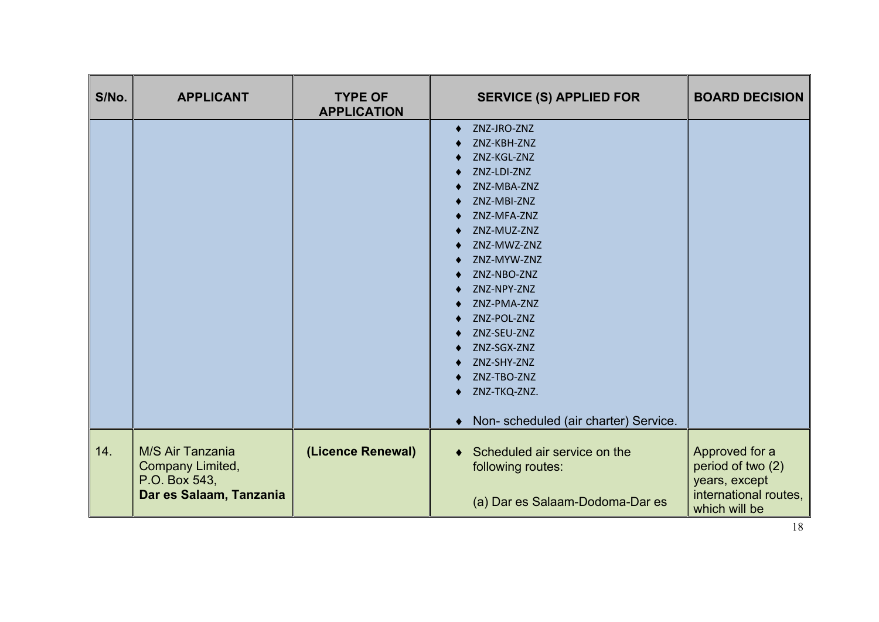| S/No. | APPLICANT | TYPE OF APPLICATION | SERVICE (S) APPLIED FOR | BOARD DECISION |
|---|---|---|---|---|
| | | | ♦ ZNZ-JRO-ZNZ<br>♦ ZNZ-KBH-ZNZ<br>♦ ZNZ-KGL-ZNZ<br>♦ ZNZ-LDI-ZNZ<br>♦ ZNZ-MBA-ZNZ<br>♦ ZNZ-MBI-ZNZ<br>♦ ZNZ-MFA-ZNZ<br>♦ ZNZ-MUZ-ZNZ<br>♦ ZNZ-MWZ-ZNZ<br>♦ ZNZ-MYW-ZNZ<br>♦ ZNZ-NBO-ZNZ<br>♦ ZNZ-NPY-ZNZ<br>♦ ZNZ-PMA-ZNZ<br>♦ ZNZ-POL-ZNZ<br>♦ ZNZ-SEU-ZNZ<br>♦ ZNZ-SGX-ZNZ<br>♦ ZNZ-SHY-ZNZ<br>♦ ZNZ-TBO-ZNZ<br>♦ ZNZ-TKQ-ZNZ.<br><br>♦ Non- scheduled (air charter) Service. | |
| 14. | M/S Air Tanzania Company Limited, P.O. Box 543, **Dar es Salaam, Tanzania** | **(Licence Renewal)** | ♦ Scheduled air service on the following routes:<br><br>(a) Dar es Salaam-Dodoma-Dar es | Approved for a period of two (2) years, except international routes, which will be |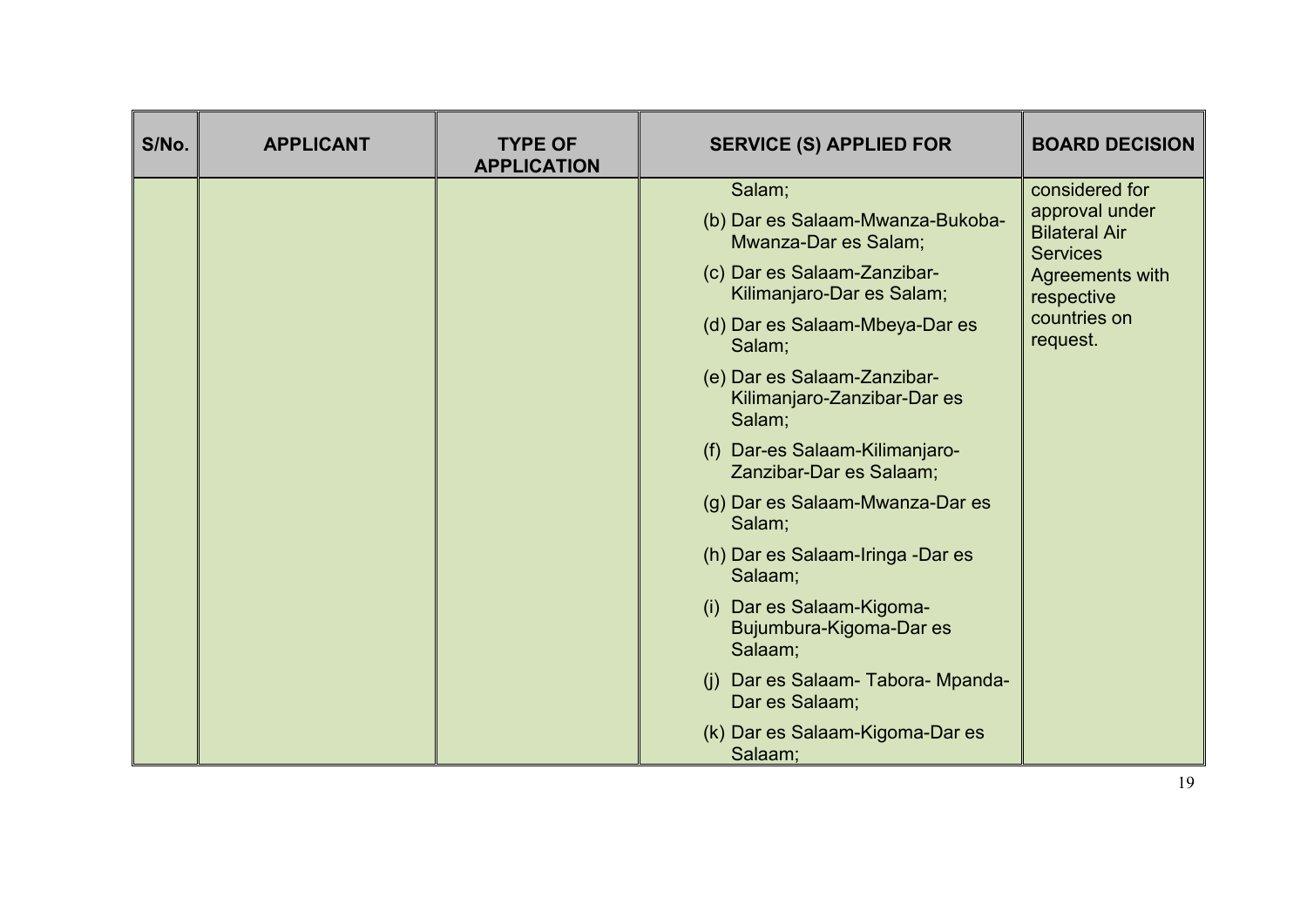| S/No. | APPLICANT | TYPE OF APPLICATION | SERVICE (S) APPLIED FOR | BOARD DECISION |
|---|---|---|---|---|
| | | | Salam;<br>(b) Dar es Salaam-Mwanza-Bukoba-Mwanza-Dar es Salam;<br>(c) Dar es Salaam-Zanzibar-Kilimanjaro-Dar es Salam;<br>(d) Dar es Salaam-Mbeya-Dar es Salam;<br>(e) Dar es Salaam-Zanzibar-Kilimanjaro-Zanzibar-Dar es Salam;<br>(f) Dar-es Salaam-Kilimanjaro-Zanzibar-Dar es Salaam;<br>(g) Dar es Salaam-Mwanza-Dar es Salam;<br>(h) Dar es Salaam-Iringa -Dar es Salaam;<br>(i) Dar es Salaam-Kigoma-Bujumbura-Kigoma-Dar es Salaam;<br>(j) Dar es Salaam- Tabora- Mpanda-Dar es Salaam;<br>(k) Dar es Salaam-Kigoma-Dar es Salaam; | considered for approval under Bilateral Air Services Agreements with respective countries on request. |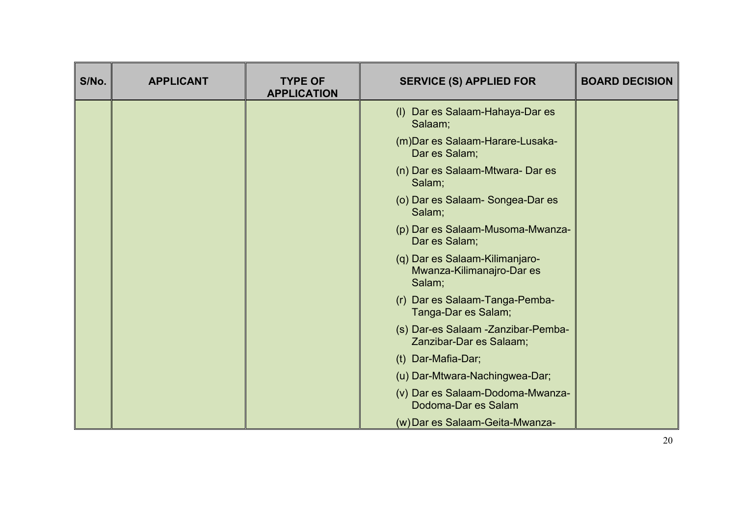| S/No. | APPLICANT | TYPE OF APPLICATION | SERVICE (S) APPLIED FOR | BOARD DECISION |
|---|---|---|---|---|
| | | | (l) Dar es Salaam-Hahaya-Dar es Salaam;<br>(m)Dar es Salaam-Harare-Lusaka-Dar es Salam;<br>(n) Dar es Salaam-Mtwara- Dar es Salam;<br>(o) Dar es Salaam- Songea-Dar es Salam;<br>(p) Dar es Salaam-Musoma-Mwanza-Dar es Salam;<br>(q) Dar es Salaam-Kilimanjaro-Mwanza-Kilimanajro-Dar es Salam;<br>(r) Dar es Salaam-Tanga-Pemba-Tanga-Dar es Salam;<br>(s) Dar-es Salaam -Zanzibar-Pemba-Zanzibar-Dar es Salaam;<br>(t) Dar-Mafia-Dar;<br>(u) Dar-Mtwara-Nachingwea-Dar;<br>(v) Dar es Salaam-Dodoma-Mwanza-Dodoma-Dar es Salam<br>(w)Dar es Salaam-Geita-Mwanza- | |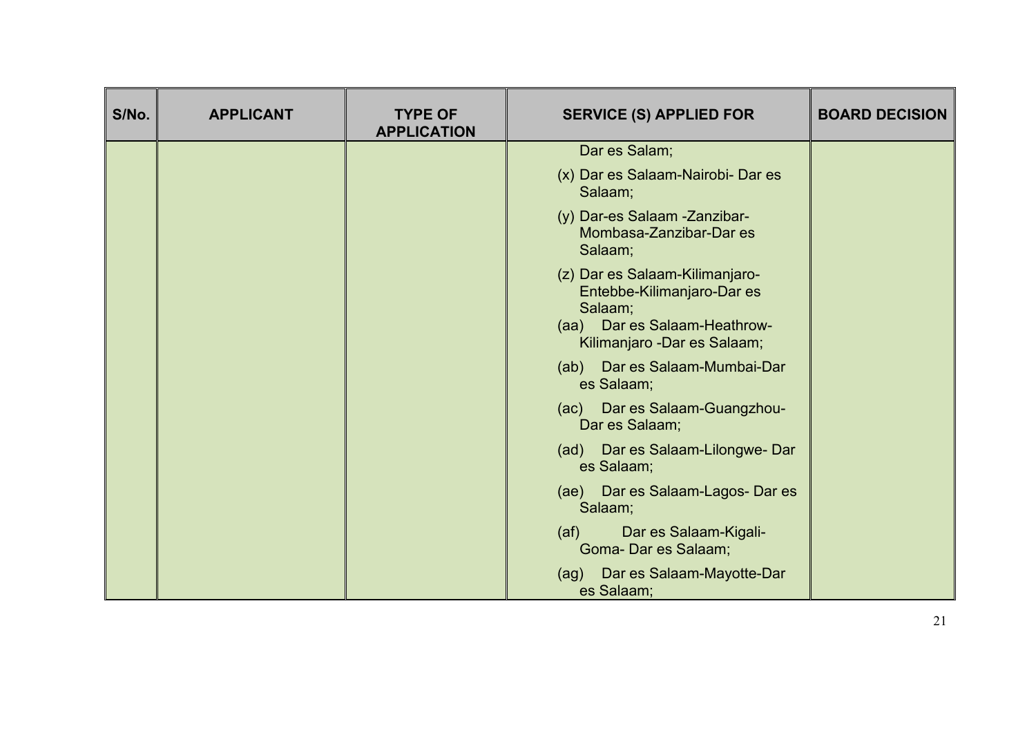| S/No. | APPLICANT | TYPE OF APPLICATION | SERVICE (S) APPLIED FOR | BOARD DECISION |
|---|---|---|---|---|
| | | | Dar es Salam;<br>(x) Dar es Salaam-Nairobi- Dar es Salaam;<br>(y) Dar-es Salaam -Zanzibar-Mombasa-Zanzibar-Dar es Salaam;<br>(z) Dar es Salaam-Kilimanjaro-Entebbe-Kilimanjaro-Dar es Salaam;<br>(aa) Dar es Salaam-Heathrow-Kilimanjaro -Dar es Salaam;<br>(ab) Dar es Salaam-Mumbai-Dar es Salaam;<br>(ac) Dar es Salaam-Guangzhou-Dar es Salaam;<br>(ad) Dar es Salaam-Lilongwe- Dar es Salaam;<br>(ae) Dar es Salaam-Lagos- Dar es Salaam;<br>(af) Dar es Salaam-Kigali-Goma- Dar es Salaam;<br>(ag) Dar es Salaam-Mayotte-Dar es Salaam; | |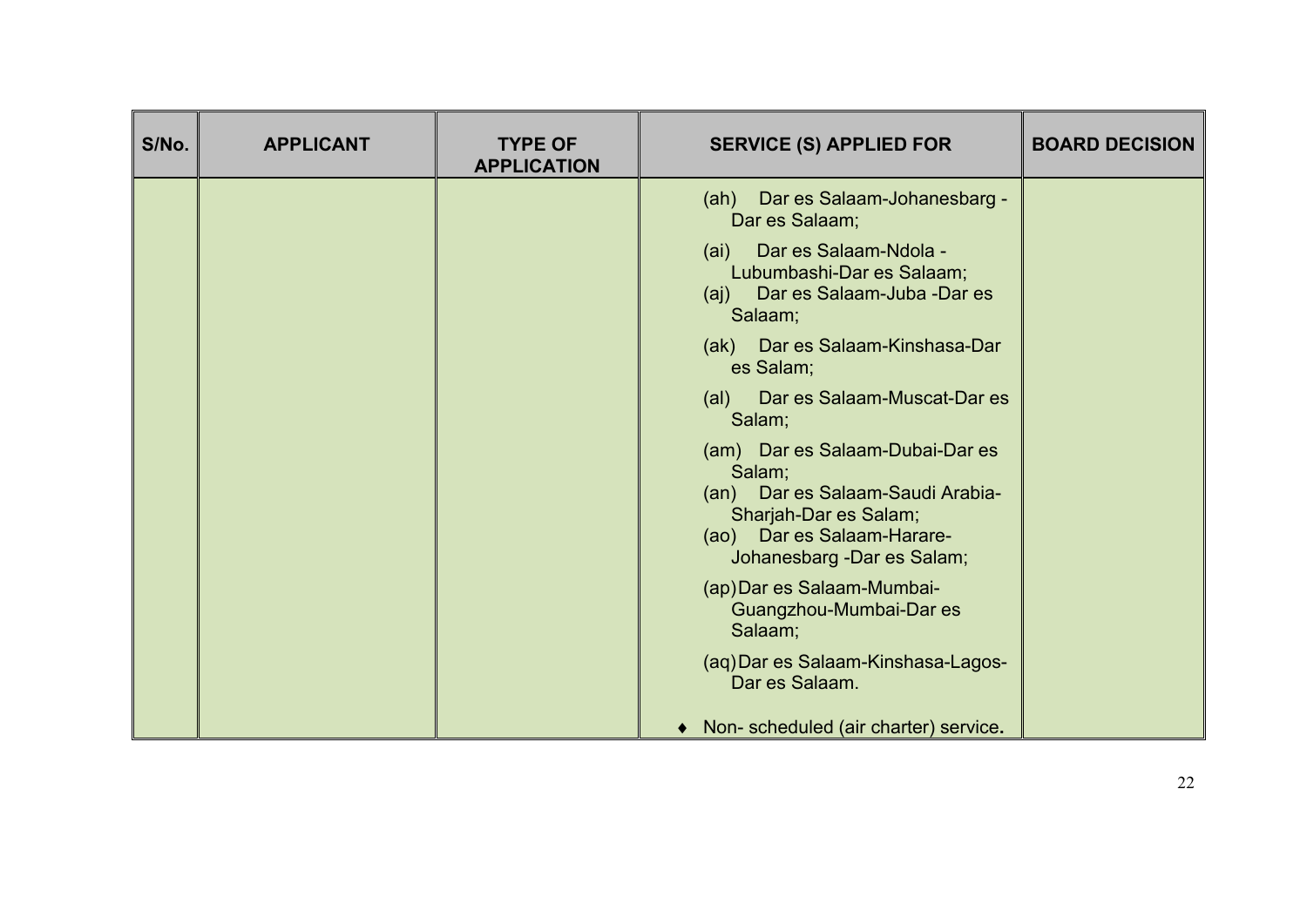| S/No. | APPLICANT | TYPE OF APPLICATION | SERVICE (S) APPLIED FOR | BOARD DECISION |
|---|---|---|---|---|
| | | | (ah) Dar es Salaam-Johanesbarg - Dar es Salaam;<br>(ai) Dar es Salaam-Ndola - Lubumbashi-Dar es Salaam;<br>(aj) Dar es Salaam-Juba -Dar es Salaam;<br>(ak) Dar es Salaam-Kinshasa-Dar es Salam;<br>(al) Dar es Salaam-Muscat-Dar es Salam;<br>(am) Dar es Salaam-Dubai-Dar es Salam;<br>(an) Dar es Salaam-Saudi Arabia-Sharjah-Dar es Salam;<br>(ao) Dar es Salaam-Harare-Johanesbarg -Dar es Salam;<br>(ap) Dar es Salaam-Mumbai-Guangzhou-Mumbai-Dar es Salaam;<br>(aq) Dar es Salaam-Kinshasa-Lagos-Dar es Salaam.<br>♦ Non- scheduled (air charter) service. | |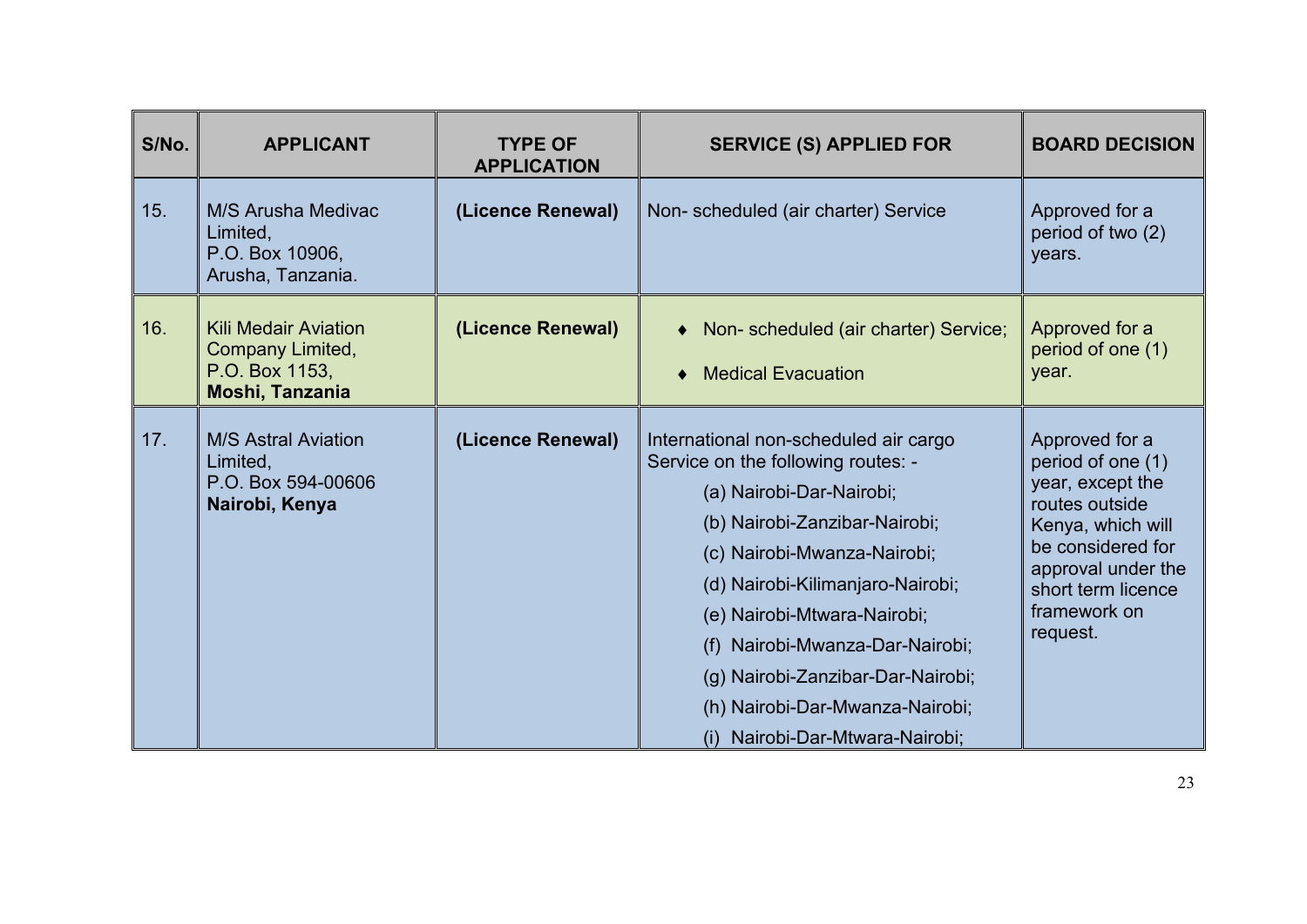| S/No. | APPLICANT | TYPE OF APPLICATION | SERVICE (S) APPLIED FOR | BOARD DECISION |
|---|---|---|---|---|
| 15. | M/S Arusha Medivac Limited,<br>P.O. Box 10906,<br>Arusha, Tanzania. | **(Licence Renewal)** | Non- scheduled (air charter) Service | Approved for a period of two (2) years. |
| 16. | Kili Medair Aviation Company Limited,<br>P.O. Box 1153,<br>**Moshi, Tanzania** | **(Licence Renewal)** | ♦ Non- scheduled (air charter) Service;<br>♦ Medical Evacuation | Approved for a period of one (1) year. |
| 17. | M/S Astral Aviation Limited,<br>P.O. Box 594-00606<br>**Nairobi, Kenya** | **(Licence Renewal)** | International non-scheduled air cargo Service on the following routes: -<br>(a) Nairobi-Dar-Nairobi;<br>(b) Nairobi-Zanzibar-Nairobi;<br>(c) Nairobi-Mwanza-Nairobi;<br>(d) Nairobi-Kilimanjaro-Nairobi;<br>(e) Nairobi-Mtwara-Nairobi;<br>(f) Nairobi-Mwanza-Dar-Nairobi;<br>(g) Nairobi-Zanzibar-Dar-Nairobi;<br>(h) Nairobi-Dar-Mwanza-Nairobi;<br>(i) Nairobi-Dar-Mtwara-Nairobi; | Approved for a period of one (1) year, except the routes outside Kenya, which will be considered for approval under the short term licence framework on request. |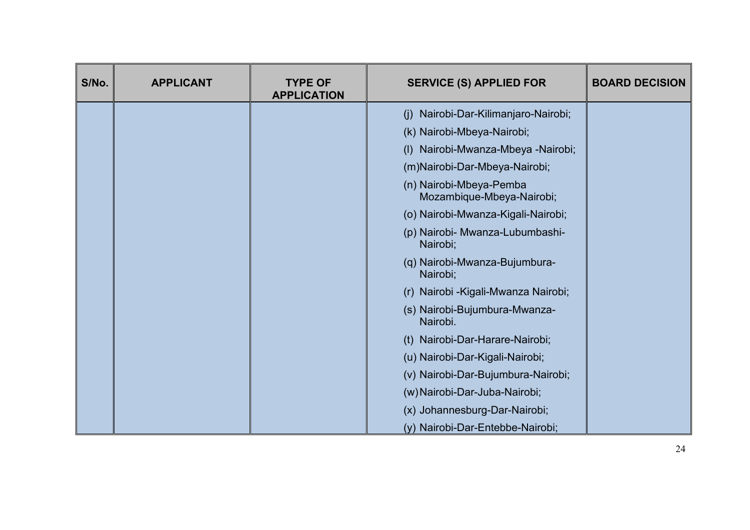| S/No. | APPLICANT | TYPE OF APPLICATION | SERVICE (S) APPLIED FOR | BOARD DECISION |
|---|---|---|---|---|
| | | | (j) Nairobi-Dar-Kilimanjaro-Nairobi;<br>(k) Nairobi-Mbeya-Nairobi;<br>(l) Nairobi-Mwanza-Mbeya -Nairobi;<br>(m)Nairobi-Dar-Mbeya-Nairobi;<br>(n) Nairobi-Mbeya-Pemba Mozambique-Mbeya-Nairobi;<br>(o) Nairobi-Mwanza-Kigali-Nairobi;<br>(p) Nairobi- Mwanza-Lubumbashi-Nairobi;<br>(q) Nairobi-Mwanza-Bujumbura-Nairobi;<br>(r) Nairobi -Kigali-Mwanza Nairobi;<br>(s) Nairobi-Bujumbura-Mwanza-Nairobi.<br>(t) Nairobi-Dar-Harare-Nairobi;<br>(u) Nairobi-Dar-Kigali-Nairobi;<br>(v) Nairobi-Dar-Bujumbura-Nairobi;<br>(w)Nairobi-Dar-Juba-Nairobi;<br>(x) Johannesburg-Dar-Nairobi;<br>(y) Nairobi-Dar-Entebbe-Nairobi; | |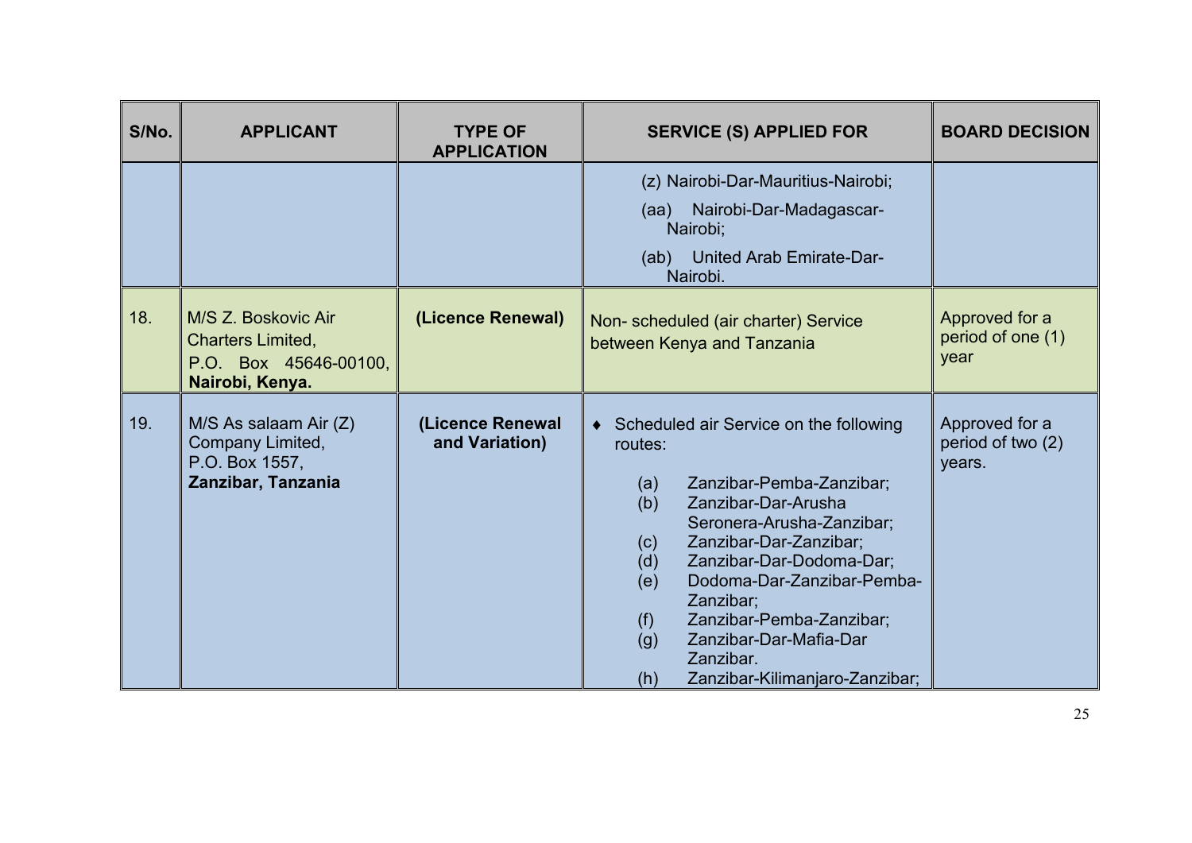| S/No. | APPLICANT | TYPE OF APPLICATION | SERVICE (S) APPLIED FOR | BOARD DECISION |
|---|---|---|---|---|
| | | | (z) Nairobi-Dar-Mauritius-Nairobi;<br>(aa) Nairobi-Dar-Madagascar-Nairobi;<br>(ab) United Arab Emirate-Dar-Nairobi. | |
| 18. | M/S Z. Boskovic Air Charters Limited,<br>P.O. Box 45646-00100,<br>**Nairobi, Kenya.** | **(Licence Renewal)** | Non- scheduled (air charter) Service between Kenya and Tanzania | Approved for a period of one (1) year |
| 19. | M/S As salaam Air (Z) Company Limited,<br>P.O. Box 1557,<br>**Zanzibar, Tanzania** | **(Licence Renewal and Variation)** | ♦ Scheduled air Service on the following routes:<br>(a) Zanzibar-Pemba-Zanzibar;<br>(b) Zanzibar-Dar-Arusha Seronera-Arusha-Zanzibar;<br>(c) Zanzibar-Dar-Zanzibar;<br>(d) Zanzibar-Dar-Dodoma-Dar;<br>(e) Dodoma-Dar-Zanzibar-Pemba-Zanzibar;<br>(f) Zanzibar-Pemba-Zanzibar;<br>(g) Zanzibar-Dar-Mafia-Dar Zanzibar.<br>(h) Zanzibar-Kilimanjaro-Zanzibar; | Approved for a period of two (2) years. |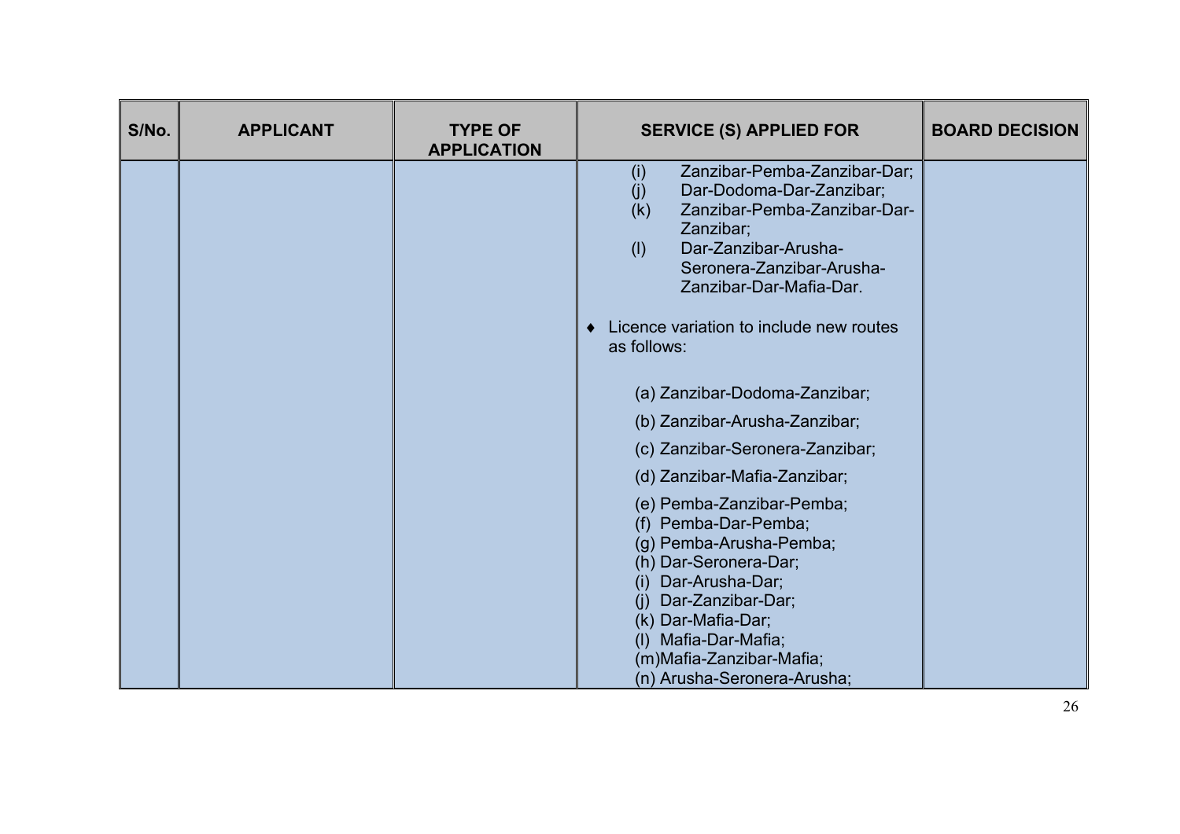| S/No. | APPLICANT | TYPE OF APPLICATION | SERVICE (S) APPLIED FOR | BOARD DECISION |
|---|---|---|---|---|
| | | | (i) Zanzibar-Pemba-Zanzibar-Dar;<br>(j) Dar-Dodoma-Dar-Zanzibar;<br>(k) Zanzibar-Pemba-Zanzibar-Dar-Zanzibar;<br>(l) Dar-Zanzibar-Arusha-Seronera-Zanzibar-Arusha-Zanzibar-Dar-Mafia-Dar.<br><br>♦ Licence variation to include new routes as follows:<br><br>(a) Zanzibar-Dodoma-Zanzibar;<br>(b) Zanzibar-Arusha-Zanzibar;<br>(c) Zanzibar-Seronera-Zanzibar;<br>(d) Zanzibar-Mafia-Zanzibar;<br>(e) Pemba-Zanzibar-Pemba;<br>(f) Pemba-Dar-Pemba;<br>(g) Pemba-Arusha-Pemba;<br>(h) Dar-Seronera-Dar;<br>(i) Dar-Arusha-Dar;<br>(j) Dar-Zanzibar-Dar;<br>(k) Dar-Mafia-Dar;<br>(l) Mafia-Dar-Mafia;<br>(m)Mafia-Zanzibar-Mafia;<br>(n) Arusha-Seronera-Arusha; | |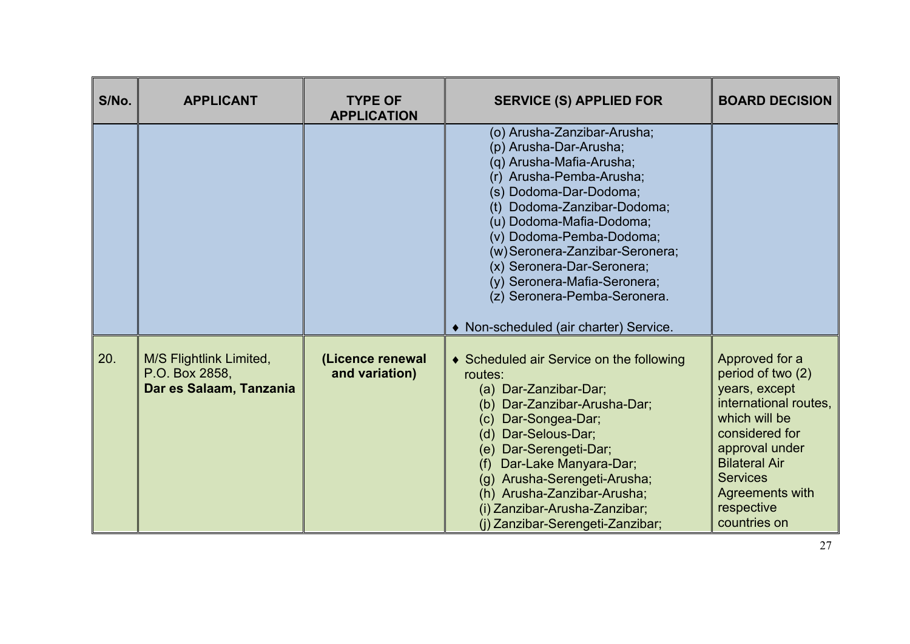| S/No. | APPLICANT | TYPE OF APPLICATION | SERVICE (S) APPLIED FOR | BOARD DECISION |
|---|---|---|---|---|
| | | | (o) Arusha-Zanzibar-Arusha;<br>(p) Arusha-Dar-Arusha;<br>(q) Arusha-Mafia-Arusha;<br>(r) Arusha-Pemba-Arusha;<br>(s) Dodoma-Dar-Dodoma;<br>(t) Dodoma-Zanzibar-Dodoma;<br>(u) Dodoma-Mafia-Dodoma;<br>(v) Dodoma-Pemba-Dodoma;<br>(w) Seronera-Zanzibar-Seronera;<br>(x) Seronera-Dar-Seronera;<br>(y) Seronera-Mafia-Seronera;<br>(z) Seronera-Pemba-Seronera.<br><br>♦ Non-scheduled (air charter) Service. | |
| 20. | M/S Flightlink Limited,<br>P.O. Box 2858,<br>**Dar es Salaam, Tanzania** | **(Licence renewal and variation)** | ♦ Scheduled air Service on the following routes:<br>(a) Dar-Zanzibar-Dar;<br>(b) Dar-Zanzibar-Arusha-Dar;<br>(c) Dar-Songea-Dar;<br>(d) Dar-Selous-Dar;<br>(e) Dar-Serengeti-Dar;<br>(f) Dar-Lake Manyara-Dar;<br>(g) Arusha-Serengeti-Arusha;<br>(h) Arusha-Zanzibar-Arusha;<br>(i) Zanzibar-Arusha-Zanzibar;<br>(j) Zanzibar-Serengeti-Zanzibar; | Approved for a period of two (2) years, except international routes, which will be considered for approval under Bilateral Air Services Agreements with respective countries on |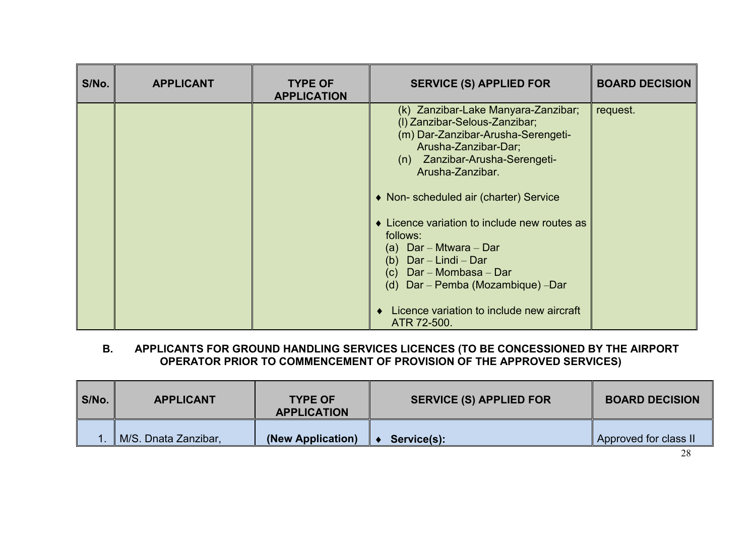| S/No. | APPLICANT | TYPE OF APPLICATION | SERVICE (S) APPLIED FOR | BOARD DECISION |
|---|---|---|---|---|
| | | | (k) Zanzibar-Lake Manyara-Zanzibar;<br>(l) Zanzibar-Selous-Zanzibar;<br>(m) Dar-Zanzibar-Arusha-Serengeti-Arusha-Zanzibar-Dar;<br>(n) Zanzibar-Arusha-Serengeti-Arusha-Zanzibar.<br><br>♦ Non- scheduled air (charter) Service<br><br>♦ Licence variation to include new routes as follows:<br>(a) Dar – Mtwara – Dar<br>(b) Dar – Lindi – Dar<br>(c) Dar – Mombasa – Dar<br>(d) Dar – Pemba (Mozambique) –Dar<br><br>♦ Licence variation to include new aircraft ATR 72-500. | request. |

**B. APPLICANTS FOR GROUND HANDLING SERVICES LICENCES (TO BE CONCESSIONED BY THE AIRPORT OPERATOR PRIOR TO COMMENCEMENT OF PROVISION OF THE APPROVED SERVICES)**

| S/No. | APPLICANT | TYPE OF APPLICATION | SERVICE (S) APPLIED FOR | BOARD DECISION |
|---|---|---|---|---|
| 1. | M/S. Dnata Zanzibar, | **(New Application)** | ♦ **Service(s):** | Approved for class II |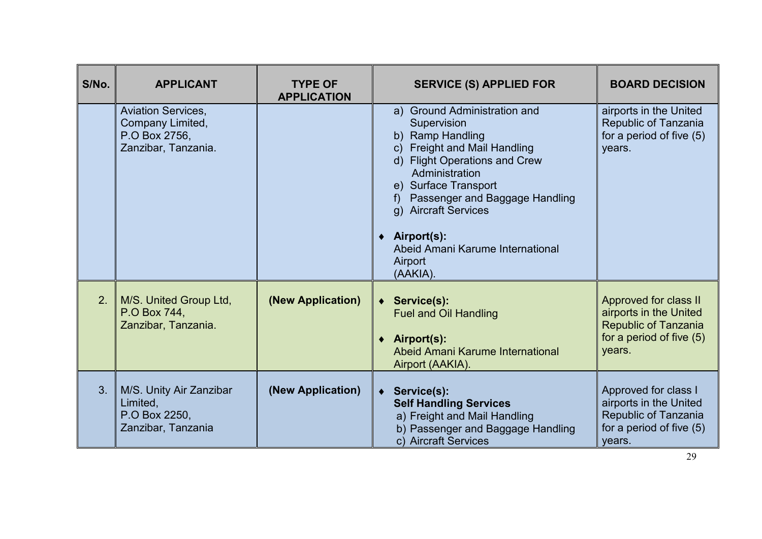| S/No. | APPLICANT | TYPE OF APPLICATION | SERVICE (S) APPLIED FOR | BOARD DECISION |
|---|---|---|---|---|
| | Aviation Services, Company Limited, P.O Box 2756, Zanzibar, Tanzania. | | a) Ground Administration and Supervision<br>b) Ramp Handling<br>c) Freight and Mail Handling<br>d) Flight Operations and Crew Administration<br>e) Surface Transport<br>f) Passenger and Baggage Handling<br>g) Aircraft Services<br><br>♦ **Airport(s):**<br>Abeid Amani Karume International Airport (AAKIA). | airports in the United Republic of Tanzania for a period of five (5) years. |
| 2. | M/S. United Group Ltd, P.O Box 744, Zanzibar, Tanzania. | **(New Application)** | ♦ **Service(s):**<br>Fuel and Oil Handling<br><br>♦ **Airport(s):**<br>Abeid Amani Karume International Airport (AAKIA). | Approved for class II airports in the United Republic of Tanzania for a period of five (5) years. |
| 3. | M/S. Unity Air Zanzibar Limited, P.O Box 2250, Zanzibar, Tanzania | **(New Application)** | ♦ **Service(s):**<br>**Self Handling Services**<br>a) Freight and Mail Handling<br>b) Passenger and Baggage Handling<br>c) Aircraft Services | Approved for class I airports in the United Republic of Tanzania for a period of five (5) years. |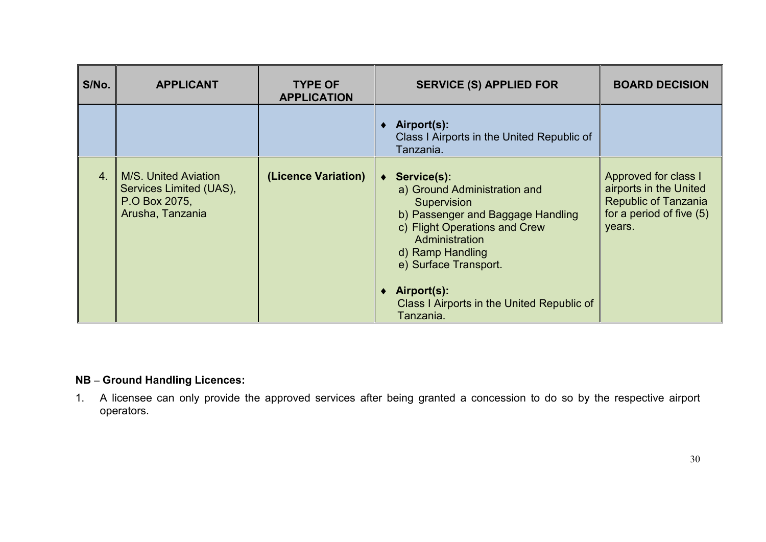| S/No. | APPLICANT | TYPE OF APPLICATION | SERVICE (S) APPLIED FOR | BOARD DECISION |
|---|---|---|---|---|
| | | | ♦ **Airport(s):** Class I Airports in the United Republic of Tanzania. | |
| 4. | M/S. United Aviation Services Limited (UAS), P.O Box 2075, Arusha, Tanzania | **(Licence Variation)** | ♦ **Service(s):** a) Ground Administration and Supervision b) Passenger and Baggage Handling c) Flight Operations and Crew Administration d) Ramp Handling e) Surface Transport. ♦ **Airport(s):** Class I Airports in the United Republic of Tanzania. | Approved for class I airports in the United Republic of Tanzania for a period of five (5) years. |

**NB – Ground Handling Licences:**

1. A licensee can only provide the approved services after being granted a concession to do so by the respective airport operators.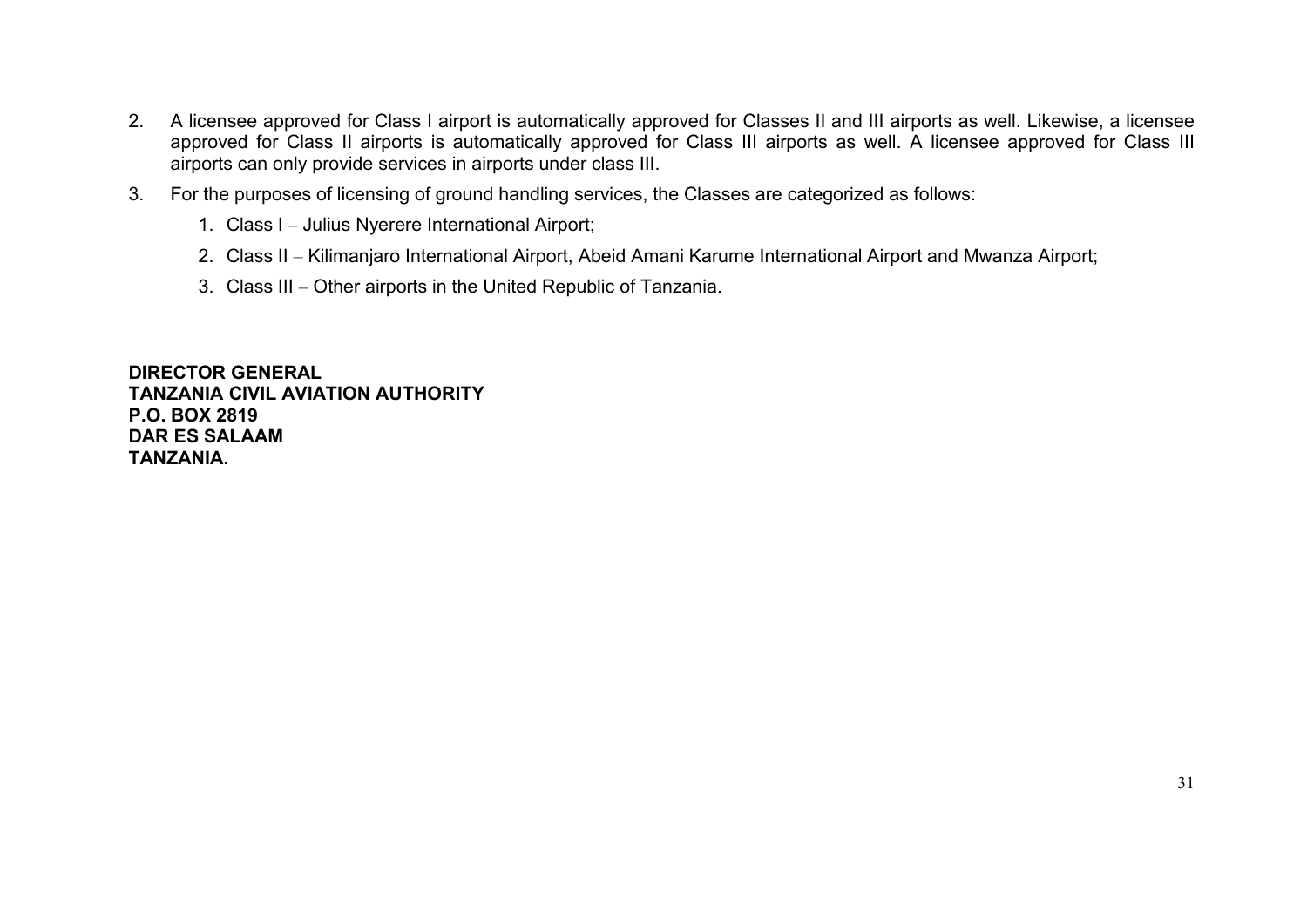2. A licensee approved for Class I airport is automatically approved for Classes II and III airports as well. Likewise, a licensee approved for Class II airports is automatically approved for Class III airports as well. A licensee approved for Class III airports can only provide services in airports under class III.

3. For the purposes of licensing of ground handling services, the Classes are categorized as follows:

    1. Class I – Julius Nyerere International Airport;
    2. Class II – Kilimanjaro International Airport, Abeid Amani Karume International Airport and Mwanza Airport;
    3. Class III – Other airports in the United Republic of Tanzania.

**DIRECTOR GENERAL**
**TANZANIA CIVIL AVIATION AUTHORITY**
**P.O. BOX 2819**
**DAR ES SALAAM**
**TANZANIA.**